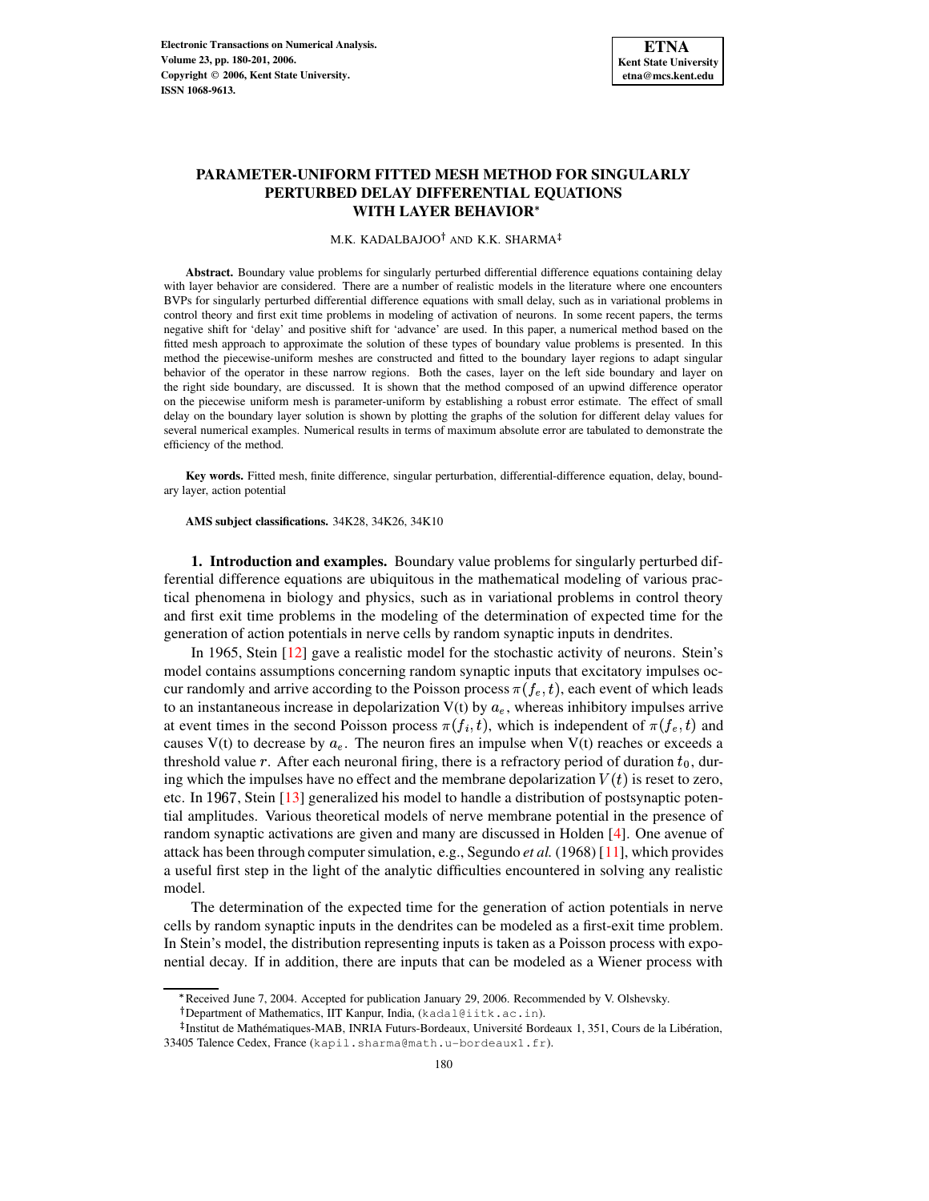# PARAMETER-UNIFORM FITTED MESH METHOD FOR SINGULARLY PERTURBED DELAY DIFFERENTIAL EQUATIONS WITH LAYER BEHAVIOR*

M.K. KADALBAJOO† AND K.K. SHARMA‡

**Abstract.** Boundary value problems for singularly perturbed differential difference equations containing delay with layer behavior are considered. There are a number of realistic models in the literature where one encounters BVPs for singularly perturbed differential difference equations with small delay, such as in variational problems in control theory and first exit time problems in modeling of activation of neurons. In some recent papers, the terms negative shift for 'delay' and positive shift for 'advance' are used. In this paper, a numerical method based on the fitted mesh approach to approximate the solution of these types of boundary value problems is presented. In this method the piecewise-uniform meshes are constructed and fitted to the boundary layer regions to adapt singular behavior of the operator in these narrow regions. Both the cases, layer on the left side boundary and layer on the right side boundary, are discussed. It is shown that the method composed of an upwind difference operator on the piecewise uniform mesh is parameter-uniform by establishing a robust error estimate. The effect of small delay on the boundary layer solution is shown by plotting the graphs of the solution for different delay values for several numerical examples. Numerical results in terms of maximum absolute error are tabulated to demonstrate the efficiency of the method.

**Key words.** Fitted mesh, finite difference, singular perturbation, differential-difference equation, delay, boundary layer, action potential

**AMS subject classifications.** 34K28, 34K26, 34K10

**1. Introduction and examples.** Boundary value problems for singularly perturbed differential difference equations are ubiquitous in the mathematical modeling of various practical phenomena in biology and physics, such as in variational problems in control theory and first exit time problems in the modeling of the determination of expected time for the generation of action potentials in nerve cells by random synaptic inputs in dendrites.

In 1965, Stein [12] gave a realistic model for the stochastic activity of neurons. Stein's model contains assumptions concerning random synaptic inputs that excitatory impulses occur randomly and arrive according to the Poisson process $\pi(f_e, t)$, each event of which leads to an instantaneous increase in depolarization V(t) by $a_e$, whereas inhibitory impulses arrive at event times in the second Poisson process $\pi(f_i, t)$, which is independent of $\pi(f_e, t)$ and causes V(t) to decrease by $a_e$. The neuron fires an impulse when V(t) reaches or exceeds a threshold value $r$. After each neuronal firing, there is a refractory period of duration $t_0$, during which the impulses have no effect and the membrane depolarization $V(t)$ is reset to zero, etc. In 1967, Stein [13] generalized his model to handle a distribution of postsynaptic potential amplitudes. Various theoretical models of nerve membrane potential in the presence of random synaptic activations are given and many are discussed in Holden [4]. One avenue of attack has been through computer simulation, e.g., Segundo *et al.* (1968) [11], which provides a useful first step in the light of the analytic difficulties encountered in solving any realistic model.

The determination of the expected time for the generation of action potentials in nerve cells by random synaptic inputs in the dendrites can be modeled as a first-exit time problem. In Stein's model, the distribution representing inputs is taken as a Poisson process with exponential decay. If in addition, there are inputs that can be modeled as a Wiener process with

*Received June 7, 2004. Accepted for publication January 29, 2006. Recommended by V. Olshevsky.

†Department of Mathematics, IIT Kanpur, India, (kadal@iitk.ac.in).

‡Institut de Mathématiques-MAB, INRIA Futurs-Bordeaux, Université Bordeaux 1, 351, Cours de la Libération, 33405 Talence Cedex, France (kapil.sharma@math.u-bordeaux1.fr).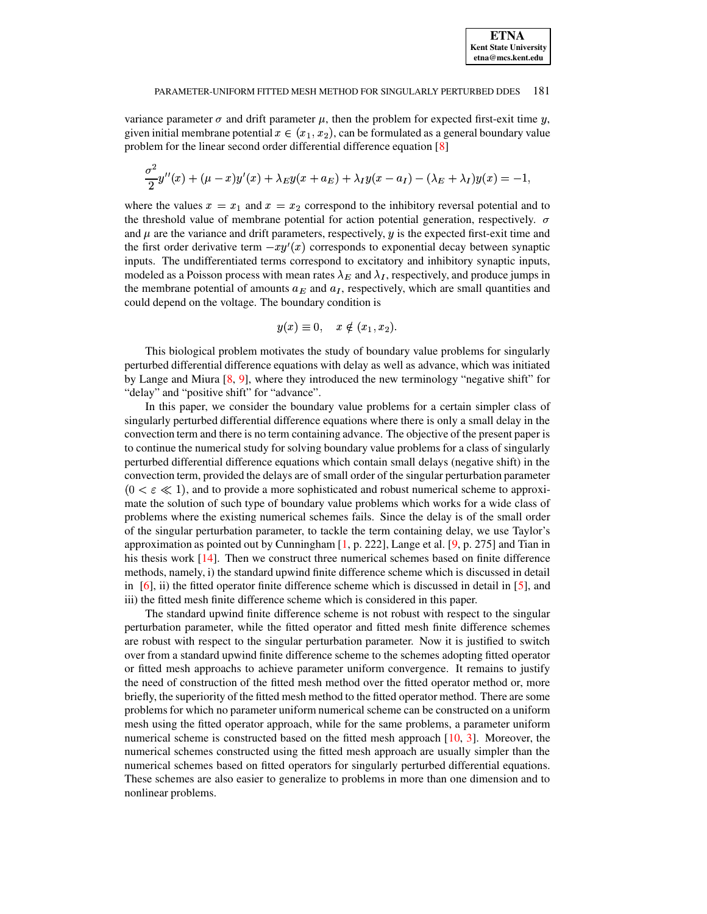variance parameter $\sigma$ and drift parameter $\mu$, then the problem for expected first-exit time $y$, given initial membrane potential $x \in (x_1, x_2)$, can be formulated as a general boundary value problem for the linear second order differential difference equation [8]

$$\frac{\sigma^2}{2}y''(x) + (\mu - x)y'(x) + \lambda_E y(x + a_E) + \lambda_I y(x - a_I) - (\lambda_E + \lambda_I)y(x) = -1,$$

where the values $x = x_1$ and $x = x_2$ correspond to the inhibitory reversal potential and to the threshold value of membrane potential for action potential generation, respectively. $\sigma$ and $\mu$ are the variance and drift parameters, respectively, $y$ is the expected first-exit time and the first order derivative term $-xy'(x)$ corresponds to exponential decay between synaptic inputs. The undifferentiated terms correspond to excitatory and inhibitory synaptic inputs, modeled as a Poisson process with mean rates $\lambda_E$ and $\lambda_I$, respectively, and produce jumps in the membrane potential of amounts $a_E$ and $a_I$, respectively, which are small quantities and could depend on the voltage. The boundary condition is

$$y(x) \equiv 0, \quad x \notin (x_1, x_2).$$

This biological problem motivates the study of boundary value problems for singularly perturbed differential difference equations with delay as well as advance, which was initiated by Lange and Miura [8, 9], where they introduced the new terminology "negative shift" for "delay" and "positive shift" for "advance".

In this paper, we consider the boundary value problems for a certain simpler class of singularly perturbed differential difference equations where there is only a small delay in the convection term and there is no term containing advance. The objective of the present paper is to continue the numerical study for solving boundary value problems for a class of singularly perturbed differential difference equations which contain small delays (negative shift) in the convection term, provided the delays are of small order of the singular perturbation parameter $(0 < \varepsilon \ll 1)$, and to provide a more sophisticated and robust numerical scheme to approximate the solution of such type of boundary value problems which works for a wide class of problems where the existing numerical schemes fails. Since the delay is of the small order of the singular perturbation parameter, to tackle the term containing delay, we use Taylor's approximation as pointed out by Cunningham [1, p. 222], Lange et al. [9, p. 275] and Tian in his thesis work [14]. Then we construct three numerical schemes based on finite difference methods, namely, i) the standard upwind finite difference scheme which is discussed in detail in [6], ii) the fitted operator finite difference scheme which is discussed in detail in [5], and iii) the fitted mesh finite difference scheme which is considered in this paper.

The standard upwind finite difference scheme is not robust with respect to the singular perturbation parameter, while the fitted operator and fitted mesh finite difference schemes are robust with respect to the singular perturbation parameter. Now it is justified to switch over from a standard upwind finite difference scheme to the schemes adopting fitted operator or fitted mesh approachs to achieve parameter uniform convergence. It remains to justify the need of construction of the fitted mesh method over the fitted operator method or, more briefly, the superiority of the fitted mesh method to the fitted operator method. There are some problems for which no parameter uniform numerical scheme can be constructed on a uniform mesh using the fitted operator approach, while for the same problems, a parameter uniform numerical scheme is constructed based on the fitted mesh approach [10, 3]. Moreover, the numerical schemes constructed using the fitted mesh approach are usually simpler than the numerical schemes based on fitted operators for singularly perturbed differential equations. These schemes are also easier to generalize to problems in more than one dimension and to nonlinear problems.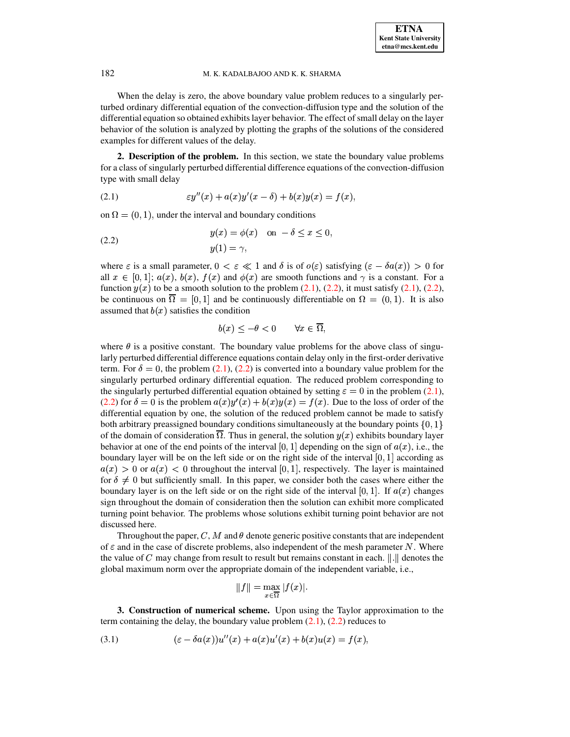When the delay is zero, the above boundary value problem reduces to a singularly perturbed ordinary differential equation of the convection-diffusion type and the solution of the differential equation so obtained exhibits layer behavior. The effect of small delay on the layer behavior of the solution is analyzed by plotting the graphs of the solutions of the considered examples for different values of the delay.

**2. Description of the problem.** In this section, we state the boundary value problems for a class of singularly perturbed differential difference equations of the convection-diffusion type with small delay

$$\varepsilon y''(x) + a(x)y'(x-\delta) + b(x)y(x) = f(x), \tag{2.1}$$

on $\Omega = (0,1)$, under the interval and boundary conditions

$$\begin{aligned} y(x) &= \phi(x) \quad \text{on } -\delta \le x \le 0, \\ y(1) &= \gamma, \end{aligned} \tag{2.2}$$

where $\varepsilon$ is a small parameter, $0 < \varepsilon \ll 1$ and $\delta$ is of $o(\varepsilon)$ satisfying $(\varepsilon - \delta a(x)) > 0$ for all $x \in [0,1]$; $a(x)$, $b(x)$, $f(x)$ and $\phi(x)$ are smooth functions and $\gamma$ is a constant. For a function $y(x)$ to be a smooth solution to the problem (2.1), (2.2), it must satisfy (2.1), (2.2), be continuous on $\overline{\Omega} = [0,1]$ and be continuously differentiable on $\Omega = (0,1)$. It is also assumed that $b(x)$ satisfies the condition

$$b(x) \le -\theta < 0 \qquad \forall x \in \overline{\Omega},$$

where $\theta$ is a positive constant. The boundary value problems for the above class of singularly perturbed differential difference equations contain delay only in the first-order derivative term. For $\delta = 0$, the problem (2.1), (2.2) is converted into a boundary value problem for the singularly perturbed ordinary differential equation. The reduced problem corresponding to the singularly perturbed differential equation obtained by setting $\varepsilon = 0$ in the problem (2.1), (2.2) for $\delta = 0$ is the problem $a(x)y'(x) + b(x)y(x) = f(x)$. Due to the loss of order of the differential equation by one, the solution of the reduced problem cannot be made to satisfy both arbitrary preassigned boundary conditions simultaneously at the boundary points $\{0,1\}$ of the domain of consideration $\overline{\Omega}$. Thus in general, the solution $y(x)$ exhibits boundary layer behavior at one of the end points of the interval $[0,1]$ depending on the sign of $a(x)$, i.e., the boundary layer will be on the left side or on the right side of the interval $[0,1]$ according as $a(x) > 0$ or $a(x) < 0$ throughout the interval $[0,1]$, respectively. The layer is maintained for $\delta \neq 0$ but sufficiently small. In this paper, we consider both the cases where either the boundary layer is on the left side or on the right side of the interval $[0,1]$. If $a(x)$ changes sign throughout the domain of consideration then the solution can exhibit more complicated turning point behavior. The problems whose solutions exhibit turning point behavior are not discussed here.

Throughout the paper, $C$, $M$ and $\theta$ denote generic positive constants that are independent of $\varepsilon$ and in the case of discrete problems, also independent of the mesh parameter $N$. Where the value of $C$ may change from result to result but remains constant in each. $\|.\|$ denotes the global maximum norm over the appropriate domain of the independent variable, i.e.,

$$\|f\| = \max_{x \in \overline{\Omega}} |f(x)|.$$

**3. Construction of numerical scheme.** Upon using the Taylor approximation to the term containing the delay, the boundary value problem (2.1), (2.2) reduces to

$$(\varepsilon - \delta a(x))u''(x) + a(x)u'(x) + b(x)u(x) = f(x), \tag{3.1}$$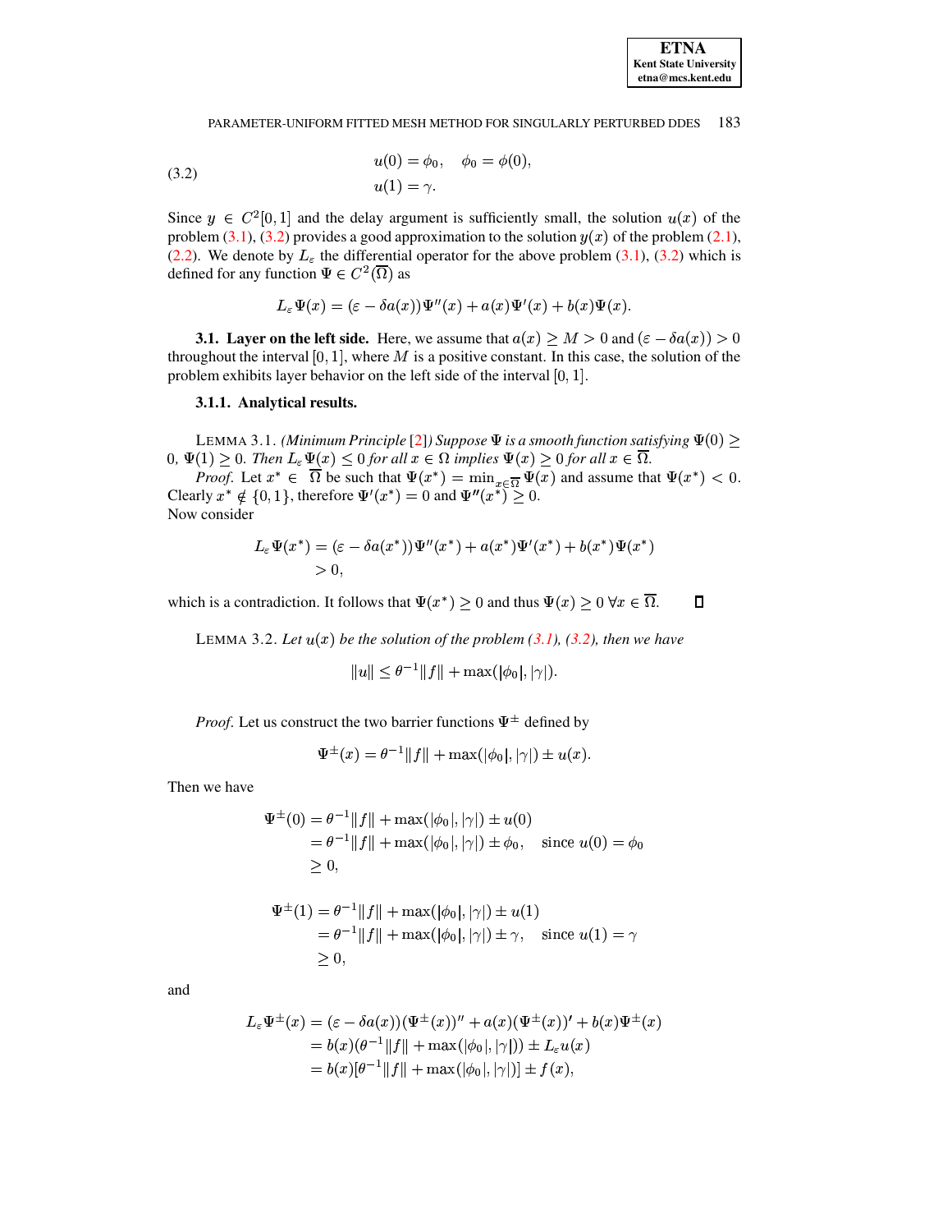$$
\begin{aligned}
&u(0) = \phi_0, \quad \phi_0 = \phi(0), \\
&u(1) = \gamma.
\end{aligned} \tag{3.2}
$$

Since $y \in C^2[0,1]$ and the delay argument is sufficiently small, the solution $u(x)$ of the problem (3.1), (3.2) provides a good approximation to the solution $y(x)$ of the problem (2.1), (2.2). We denote by $L_\varepsilon$ the differential operator for the above problem (3.1), (3.2) which is defined for any function $\Psi \in C^2(\overline{\Omega})$ as

$$
L_\varepsilon \Psi(x) = (\varepsilon - \delta a(x))\Psi''(x) + a(x)\Psi'(x) + b(x)\Psi(x).
$$

### 3.1. Layer on the left side.

Here, we assume that $a(x) \geq M > 0$ and $(\varepsilon - \delta a(x)) > 0$ throughout the interval $[0,1]$, where $M$ is a positive constant. In this case, the solution of the problem exhibits layer behavior on the left side of the interval $[0,1]$.

#### 3.1.1. Analytical results.

LEMMA 3.1. *(Minimum Principle [2]) Suppose $\Psi$ is a smooth function satisfying $\Psi(0) \geq 0$, $\Psi(1) \geq 0$. Then $L_\varepsilon \Psi(x) \leq 0$ for all $x \in \Omega$ implies $\Psi(x) \geq 0$ for all $x \in \overline{\Omega}$.*

*Proof.* Let $x^* \in \overline{\Omega}$ be such that $\Psi(x^*) = \min_{x \in \overline{\Omega}} \Psi(x)$ and assume that $\Psi(x^*) < 0$. Clearly $x^* \notin \{0,1\}$, therefore $\Psi'(x^*) = 0$ and $\Psi''(x^*) \geq 0$.
Now consider

$$
\begin{aligned}
L_\varepsilon \Psi(x^*) &= (\varepsilon - \delta a(x^*))\Psi''(x^*) + a(x^*)\Psi'(x^*) + b(x^*)\Psi(x^*) \\
&> 0,
\end{aligned}
$$

which is a contradiction. It follows that $\Psi(x^*) \geq 0$ and thus $\Psi(x) \geq 0 \; \forall x \in \overline{\Omega}$. ∎

LEMMA 3.2. *Let $u(x)$ be the solution of the problem (3.1), (3.2), then we have*

$$
\|u\| \leq \theta^{-1}\|f\| + \max(|\phi_0|, |\gamma|).
$$

*Proof.* Let us construct the two barrier functions $\Psi^{\pm}$ defined by

$$
\Psi^{\pm}(x) = \theta^{-1}\|f\| + \max(|\phi_0|, |\gamma|) \pm u(x).
$$

Then we have

$$
\begin{aligned}
\Psi^{\pm}(0) &= \theta^{-1}\|f\| + \max(|\phi_0|, |\gamma|) \pm u(0) \\
&= \theta^{-1}\|f\| + \max(|\phi_0|, |\gamma|) \pm \phi_0, \quad \text{since } u(0) = \phi_0 \\
&\geq 0,
\end{aligned}
$$

$$
\begin{aligned}
\Psi^{\pm}(1) &= \theta^{-1}\|f\| + \max(|\phi_0|, |\gamma|) \pm u(1) \\
&= \theta^{-1}\|f\| + \max(|\phi_0|, |\gamma|) \pm \gamma, \quad \text{since } u(1) = \gamma \\
&\geq 0,
\end{aligned}
$$

and

$$
\begin{aligned}
L_\varepsilon \Psi^{\pm}(x) &= (\varepsilon - \delta a(x))(\Psi^{\pm}(x))'' + a(x)(\Psi^{\pm}(x))' + b(x)\Psi^{\pm}(x) \\
&= b(x)(\theta^{-1}\|f\| + \max(|\phi_0|, |\gamma|)) \pm L_\varepsilon u(x) \\
&= b(x)[\theta^{-1}\|f\| + \max(|\phi_0|, |\gamma|)] \pm f(x),
\end{aligned}
$$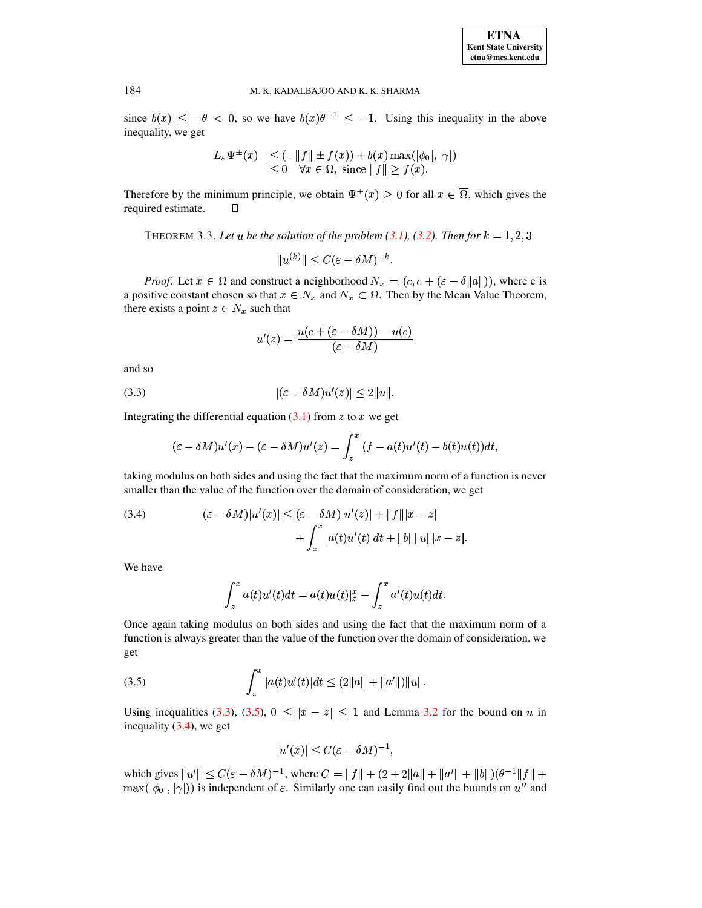since $b(x) \leq -\theta < 0$, so we have $b(x)\theta^{-1} \leq -1$. Using this inequality in the above inequality, we get

$$\begin{aligned} L_\varepsilon \Psi^{\pm}(x) &\leq (-\|f\| \pm f(x)) + b(x)\max(|\phi_0|, |\gamma|) \\ &\leq 0 \quad \forall x \in \Omega, \text{ since } \|f\| \geq f(x). \end{aligned}$$

Therefore by the minimum principle, we obtain $\Psi^{\pm}(x) \geq 0$ for all $x \in \overline{\Omega}$, which gives the required estimate. $\square$

THEOREM 3.3. *Let $u$ be the solution of the problem (3.1), (3.2). Then for $k = 1, 2, 3$*

$$\|u^{(k)}\| \leq C(\varepsilon - \delta M)^{-k}.$$

*Proof.* Let $x \in \Omega$ and construct a neighborhood $N_x = (c, c + (\varepsilon - \delta\|a\|))$, where c is a positive constant chosen so that $x \in N_x$ and $N_x \subset \Omega$. Then by the Mean Value Theorem, there exists a point $z \in N_x$ such that

$$u'(z) = \frac{u(c + (\varepsilon - \delta M)) - u(c)}{(\varepsilon - \delta M)}$$

and so

$$|(\varepsilon - \delta M)u'(z)| \leq 2\|u\|. \tag{3.3}$$

Integrating the differential equation (3.1) from $z$ to $x$ we get

$$(\varepsilon - \delta M)u'(x) - (\varepsilon - \delta M)u'(z) = \int_z^x (f - a(t)u'(t) - b(t)u(t))dt,$$

taking modulus on both sides and using the fact that the maximum norm of a function is never smaller than the value of the function over the domain of consideration, we get

$$\begin{aligned} (\varepsilon - \delta M)|u'(x)| \leq (\varepsilon - \delta M)|u'(z)| + \|f\||x - z| \\ + \int_z^x |a(t)u'(t)|dt + \|b\|\|u\||x - z|. \end{aligned} \tag{3.4}$$

We have

$$\int_z^x a(t)u'(t)dt = a(t)u(t)|_z^x - \int_z^x a'(t)u(t)dt.$$

Once again taking modulus on both sides and using the fact that the maximum norm of a function is always greater than the value of the function over the domain of consideration, we get

$$\int_z^x |a(t)u'(t)|dt \leq (2\|a\| + \|a'\|)\|u\|. \tag{3.5}$$

Using inequalities (3.3), (3.5), $0 \leq |x - z| \leq 1$ and Lemma 3.2 for the bound on $u$ in inequality (3.4), we get

$$|u'(x)| \leq C(\varepsilon - \delta M)^{-1},$$

which gives $\|u'\| \leq C(\varepsilon - \delta M)^{-1}$, where $C = \|f\| + (2 + 2\|a\| + \|a'\| + \|b\|)(\theta^{-1}\|f\| + \max(|\phi_0|, |\gamma|))$ is independent of $\varepsilon$. Similarly one can easily find out the bounds on $u''$ and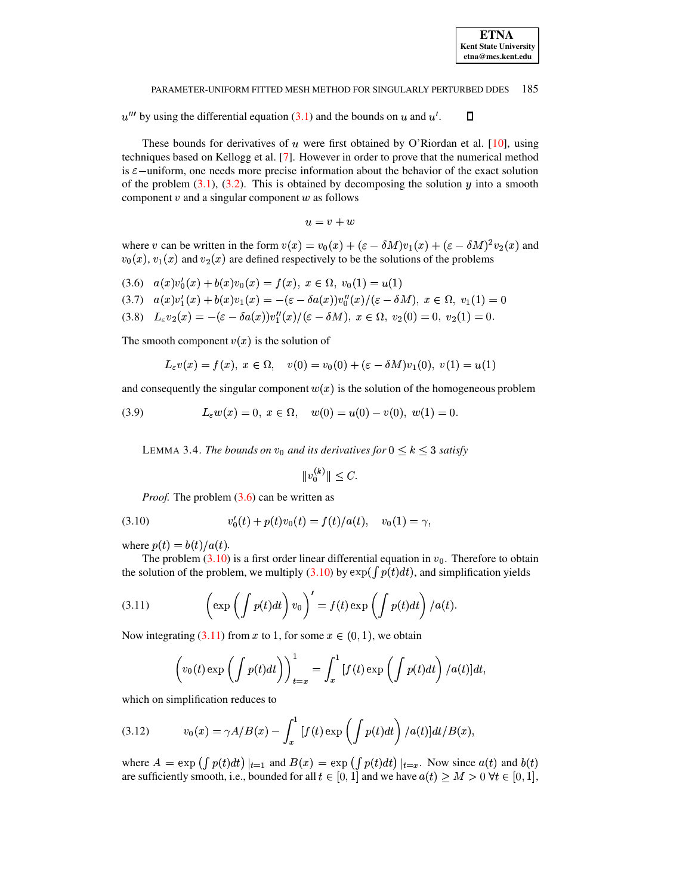$u'''$ by using the differential equation (3.1) and the bounds on $u$ and $u'$. $\square$

These bounds for derivatives of $u$ were first obtained by O'Riordan et al. [10], using techniques based on Kellogg et al. [7]. However in order to prove that the numerical method is $\varepsilon-$uniform, one needs more precise information about the behavior of the exact solution of the problem (3.1), (3.2). This is obtained by decomposing the solution $y$ into a smooth component $v$ and a singular component $w$ as follows

$$u = v + w$$

where $v$ can be written in the form $v(x) = v_0(x) + (\varepsilon - \delta M)v_1(x) + (\varepsilon - \delta M)^2 v_2(x)$ and $v_0(x)$, $v_1(x)$ and $v_2(x)$ are defined respectively to be the solutions of the problems

$$(3.6) \quad a(x)v_0'(x) + b(x)v_0(x) = f(x),\ x \in \Omega,\ v_0(1) = u(1)$$

$$(3.7) \quad a(x)v_1'(x) + b(x)v_1(x) = -(\varepsilon - \delta a(x))v_0''(x)/(\varepsilon - \delta M),\ x \in \Omega,\ v_1(1) = 0$$

$$(3.8) \quad L_\varepsilon v_2(x) = -(\varepsilon - \delta a(x))v_1''(x)/(\varepsilon - \delta M),\ x \in \Omega,\ v_2(0) = 0,\ v_2(1) = 0.$$

The smooth component $v(x)$ is the solution of

$$L_\varepsilon v(x) = f(x),\ x \in \Omega, \quad v(0) = v_0(0) + (\varepsilon - \delta M)v_1(0),\ v(1) = u(1)$$

and consequently the singular component $w(x)$ is the solution of the homogeneous problem

$$(3.9) \qquad L_\varepsilon w(x) = 0,\ x \in \Omega, \quad w(0) = u(0) - v(0),\ w(1) = 0.$$

LEMMA 3.4. *The bounds on $v_0$ and its derivatives for $0 \le k \le 3$ satisfy*

$$\|v_0^{(k)}\| \le C.$$

*Proof.* The problem (3.6) can be written as

$$(3.10) \qquad v_0'(t) + p(t)v_0(t) = f(t)/a(t), \quad v_0(1) = \gamma,$$

where $p(t) = b(t)/a(t)$.

The problem (3.10) is a first order linear differential equation in $v_0$. Therefore to obtain the solution of the problem, we multiply (3.10) by $\exp(\int p(t)dt)$, and simplification yields

$$(3.11) \qquad \left(\exp\left(\int p(t)dt\right)v_0\right)' = f(t)\exp\left(\int p(t)dt\right)/a(t).$$

Now integrating (3.11) from $x$ to 1, for some $x \in (0,1)$, we obtain

$$\left(v_0(t)\exp\left(\int p(t)dt\right)\right)_{t=x}^{1} = \int_x^1 [f(t)\exp\left(\int p(t)dt\right)/a(t)]dt,$$

which on simplification reduces to

$$(3.12) \qquad v_0(x) = \gamma A/B(x) - \int_x^1 [f(t)\exp\left(\int p(t)dt\right)/a(t)]dt/B(x),$$

where $A = \exp\left(\int p(t)dt\right)|_{t=1}$ and $B(x) = \exp\left(\int p(t)dt\right)|_{t=x}$. Now since $a(t)$ and $b(t)$ are sufficiently smooth, i.e., bounded for all $t \in [0,1]$ and we have $a(t) \ge M > 0\ \forall t \in [0,1]$,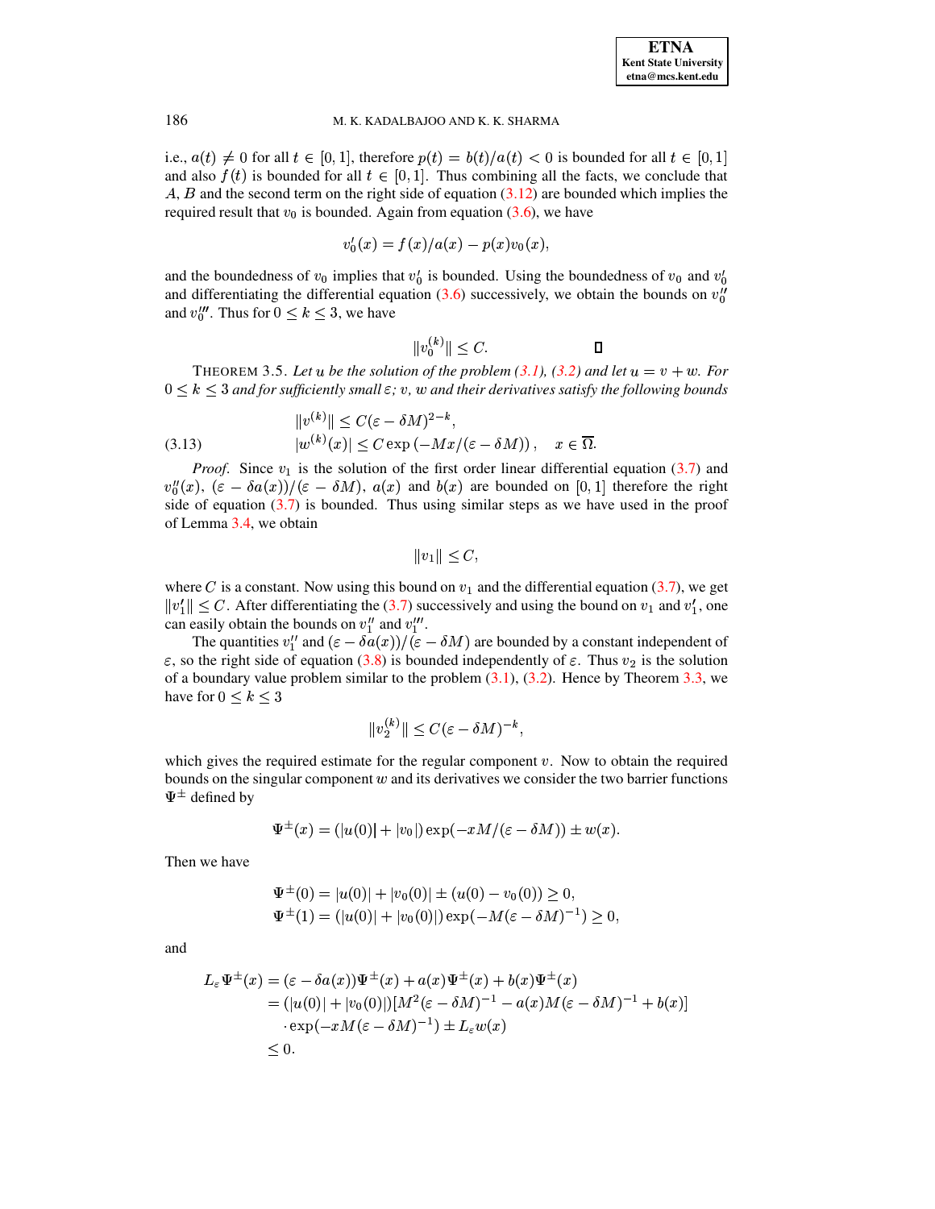i.e., $a(t) \neq 0$ for all $t \in [0,1]$, therefore $p(t) = b(t)/a(t) < 0$ is bounded for all $t \in [0,1]$ and also $f(t)$ is bounded for all $t \in [0,1]$. Thus combining all the facts, we conclude that $A$, $B$ and the second term on the right side of equation (3.12) are bounded which implies the required result that $v_0$ is bounded. Again from equation (3.6), we have

$$v_0'(x) = f(x)/a(x) - p(x)v_0(x),$$

and the boundedness of $v_0$ implies that $v_0'$ is bounded. Using the boundedness of $v_0$ and $v_0'$ and differentiating the differential equation (3.6) successively, we obtain the bounds on $v_0''$ and $v_0'''$. Thus for $0 \leq k \leq 3$, we have

$$\|v_0^{(k)}\| \leq C. \qquad \square$$

THEOREM 3.5. *Let $u$ be the solution of the problem (3.1), (3.2) and let $u = v + w$. For $0 \leq k \leq 3$ and for sufficiently small $\varepsilon$; $v$, $w$ and their derivatives satisfy the following bounds*

$$\begin{aligned} &\|v^{(k)}\| \leq C(\varepsilon - \delta M)^{2-k}, \\ &|w^{(k)}(x)| \leq C \exp\left(-Mx/(\varepsilon - \delta M)\right), \quad x \in \overline{\Omega}. \end{aligned} \tag{3.13}$$

*Proof.* Since $v_1$ is the solution of the first order linear differential equation (3.7) and $v_0''(x)$, $(\varepsilon - \delta a(x))/(\varepsilon - \delta M)$, $a(x)$ and $b(x)$ are bounded on $[0,1]$ therefore the right side of equation (3.7) is bounded. Thus using similar steps as we have used in the proof of Lemma 3.4, we obtain

$$\|v_1\| \leq C,$$

where $C$ is a constant. Now using this bound on $v_1$ and the differential equation (3.7), we get $\|v_1'\| \leq C$. After differentiating the (3.7) successively and using the bound on $v_1$ and $v_1'$, one can easily obtain the bounds on $v_1''$ and $v_1'''$.

The quantities $v_1''$ and $(\varepsilon - \delta a(x))/(\varepsilon - \delta M)$ are bounded by a constant independent of $\varepsilon$, so the right side of equation (3.8) is bounded independently of $\varepsilon$. Thus $v_2$ is the solution of a boundary value problem similar to the problem (3.1), (3.2). Hence by Theorem 3.3, we have for $0 \leq k \leq 3$

$$\|v_2^{(k)}\| \leq C(\varepsilon - \delta M)^{-k},$$

which gives the required estimate for the regular component $v$. Now to obtain the required bounds on the singular component $w$ and its derivatives we consider the two barrier functions $\Psi^{\pm}$ defined by

$$\Psi^{\pm}(x) = (|u(0)| + |v_0|)\exp(-xM/(\varepsilon - \delta M)) \pm w(x).$$

Then we have

$$\begin{aligned} &\Psi^{\pm}(0) = |u(0)| + |v_0(0)| \pm (u(0) - v_0(0)) \geq 0, \\ &\Psi^{\pm}(1) = (|u(0)| + |v_0(0)|)\exp(-M(\varepsilon - \delta M)^{-1}) \geq 0, \end{aligned}$$

and

$$\begin{aligned} L_\varepsilon \Psi^{\pm}(x) &= (\varepsilon - \delta a(x))\Psi^{\pm}(x) + a(x)\Psi^{\pm}(x) + b(x)\Psi^{\pm}(x) \\ &= (|u(0)| + |v_0(0)|)[M^2(\varepsilon - \delta M)^{-1} - a(x)M(\varepsilon - \delta M)^{-1} + b(x)] \\ &\quad \cdot \exp(-xM(\varepsilon - \delta M)^{-1}) \pm L_\varepsilon w(x) \\ &\leq 0. \end{aligned}$$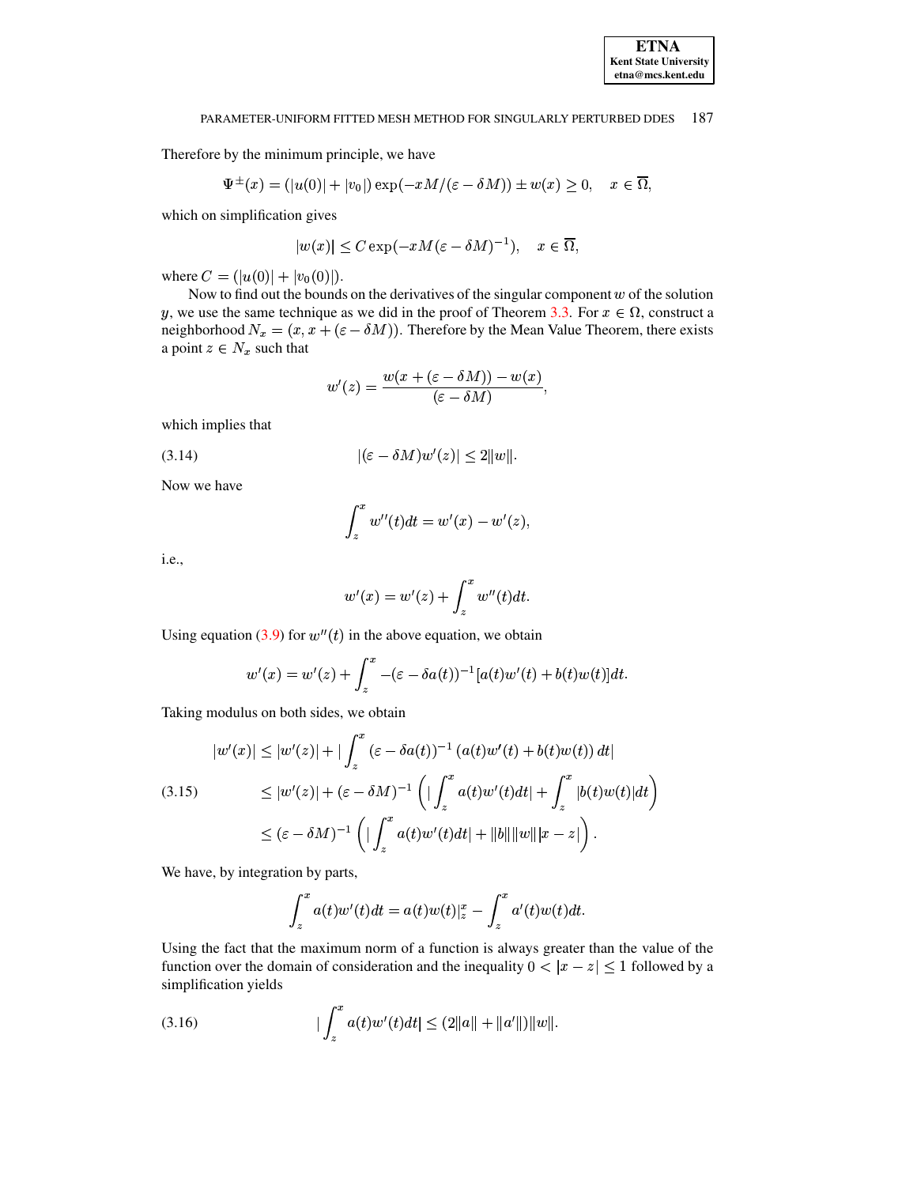Therefore by the minimum principle, we have

$$\Psi^{\pm}(x) = (|u(0)| + |v_0|)\exp(-xM/(\varepsilon - \delta M)) \pm w(x) \geq 0, \quad x \in \overline{\Omega},$$

which on simplification gives

$$|w(x)| \leq C\exp(-xM(\varepsilon - \delta M)^{-1}), \quad x \in \overline{\Omega},$$

where $C = (|u(0)| + |v_0(0)|)$.

Now to find out the bounds on the derivatives of the singular component $w$ of the solution $y$, we use the same technique as we did in the proof of Theorem 3.3. For $x \in \Omega$, construct a neighborhood $N_x = (x, x + (\varepsilon - \delta M))$. Therefore by the Mean Value Theorem, there exists a point $z \in N_x$ such that

$$w'(z) = \frac{w(x + (\varepsilon - \delta M)) - w(x)}{(\varepsilon - \delta M)},$$

which implies that

$$|(\varepsilon - \delta M)w'(z)| \leq 2\|w\|. \tag{3.14}$$

Now we have

$$\int_z^x w''(t)dt = w'(x) - w'(z),$$

i.e.,

$$w'(x) = w'(z) + \int_z^x w''(t)dt.$$

Using equation (3.9) for $w''(t)$ in the above equation, we obtain

$$w'(x) = w'(z) + \int_z^x -(\varepsilon - \delta a(t))^{-1}[a(t)w'(t) + b(t)w(t)]dt.$$

Taking modulus on both sides, we obtain

$$\begin{aligned}
|w'(x)| &\leq |w'(z)| + \left|\int_z^x (\varepsilon - \delta a(t))^{-1}\left(a(t)w'(t) + b(t)w(t)\right)dt\right| \\
&\leq |w'(z)| + (\varepsilon - \delta M)^{-1}\left(\left|\int_z^x a(t)w'(t)dt\right| + \int_z^x |b(t)w(t)|dt\right) \\
&\leq (\varepsilon - \delta M)^{-1}\left(\left|\int_z^x a(t)w'(t)dt\right| + \|b\|\|w\||x - z|\right).
\end{aligned} \tag{3.15}$$

We have, by integration by parts,

$$\int_z^x a(t)w'(t)dt = a(t)w(t)|_z^x - \int_z^x a'(t)w(t)dt.$$

Using the fact that the maximum norm of a function is always greater than the value of the function over the domain of consideration and the inequality $0 < |x - z| \leq 1$ followed by a simplification yields

$$\left|\int_z^x a(t)w'(t)dt\right| \leq (2\|a\| + \|a'\|)\|w\|. \tag{3.16}$$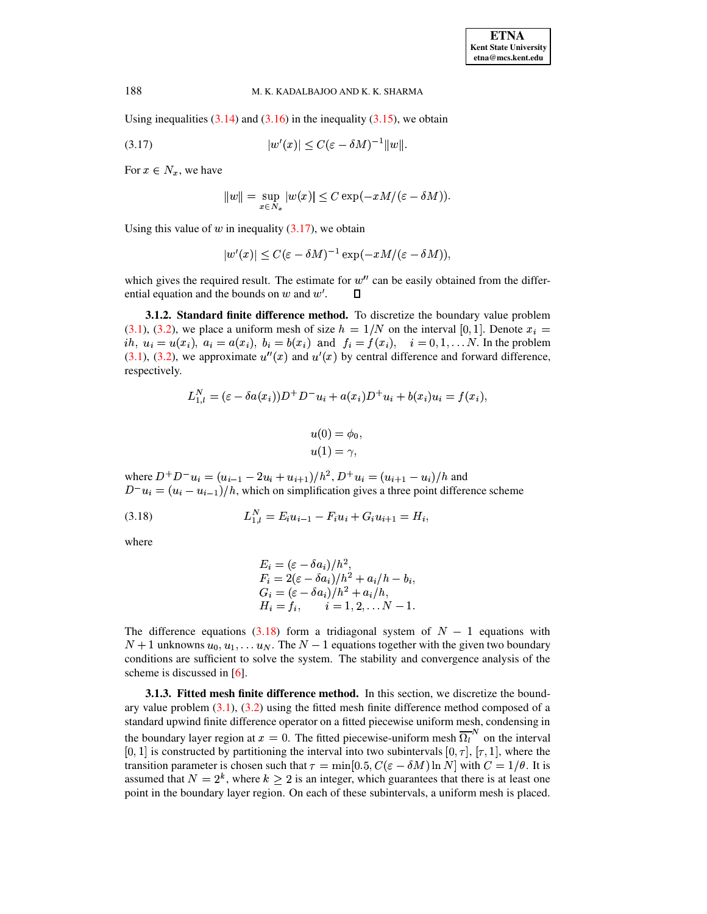Using inequalities (3.14) and (3.16) in the inequality (3.15), we obtain

$$|w'(x)| \le C(\varepsilon - \delta M)^{-1}\|w\|. \tag{3.17}$$

For $x \in N_x$, we have

$$\|w\| = \sup_{x\in N_x} |w(x)| \le C\exp(-xM/(\varepsilon - \delta M)).$$

Using this value of $w$ in inequality (3.17), we obtain

$$|w'(x)| \le C(\varepsilon - \delta M)^{-1}\exp(-xM/(\varepsilon - \delta M)),$$

which gives the required result. The estimate for $w''$ can be easily obtained from the differential equation and the bounds on $w$ and $w'$. ∎

**3.1.2. Standard finite difference method.** To discretize the boundary value problem (3.1), (3.2), we place a uniform mesh of size $h = 1/N$ on the interval $[0,1]$. Denote $x_i = ih,\ u_i = u(x_i),\ a_i = a(x_i),\ b_i = b(x_i)$ and $f_i = f(x_i), \quad i = 0,1,\dots N$. In the problem (3.1), (3.2), we approximate $u''(x)$ and $u'(x)$ by central difference and forward difference, respectively.

$$L^N_{1,l} = (\varepsilon - \delta a(x_i))D^+D^-u_i + a(x_i)D^+u_i + b(x_i)u_i = f(x_i),$$

$$u(0) = \phi_0,$$
$$u(1) = \gamma,$$

where $D^+D^-u_i = (u_{i-1} - 2u_i + u_{i+1})/h^2$, $D^+u_i = (u_{i+1} - u_i)/h$ and $D^-u_i = (u_i - u_{i-1})/h$, which on simplification gives a three point difference scheme

$$L^N_{1,l} = E_iu_{i-1} - F_iu_i + G_iu_{i+1} = H_i, \tag{3.18}$$

where

$$\begin{aligned}
E_i &= (\varepsilon - \delta a_i)/h^2,\\
F_i &= 2(\varepsilon - \delta a_i)/h^2 + a_i/h - b_i,\\
G_i &= (\varepsilon - \delta a_i)/h^2 + a_i/h,\\
H_i &= f_i, \qquad i = 1,2,\dots N-1.
\end{aligned}$$

The difference equations (3.18) form a tridiagonal system of $N-1$ equations with $N+1$ unknowns $u_0, u_1, \dots u_N$. The $N-1$ equations together with the given two boundary conditions are sufficient to solve the system. The stability and convergence analysis of the scheme is discussed in [6].

**3.1.3. Fitted mesh finite difference method.** In this section, we discretize the boundary value problem (3.1), (3.2) using the fitted mesh finite difference method composed of a standard upwind finite difference operator on a fitted piecewise uniform mesh, condensing in the boundary layer region at $x = 0$. The fitted piecewise-uniform mesh $\overline{\Omega_l}^N$ on the interval $[0,1]$ is constructed by partitioning the interval into two subintervals $[0,\tau]$, $[\tau,1]$, where the transition parameter is chosen such that $\tau = \min[0.5, C(\varepsilon - \delta M)\ln N]$ with $C = 1/\theta$. It is assumed that $N = 2^k$, where $k \ge 2$ is an integer, which guarantees that there is at least one point in the boundary layer region. On each of these subintervals, a uniform mesh is placed.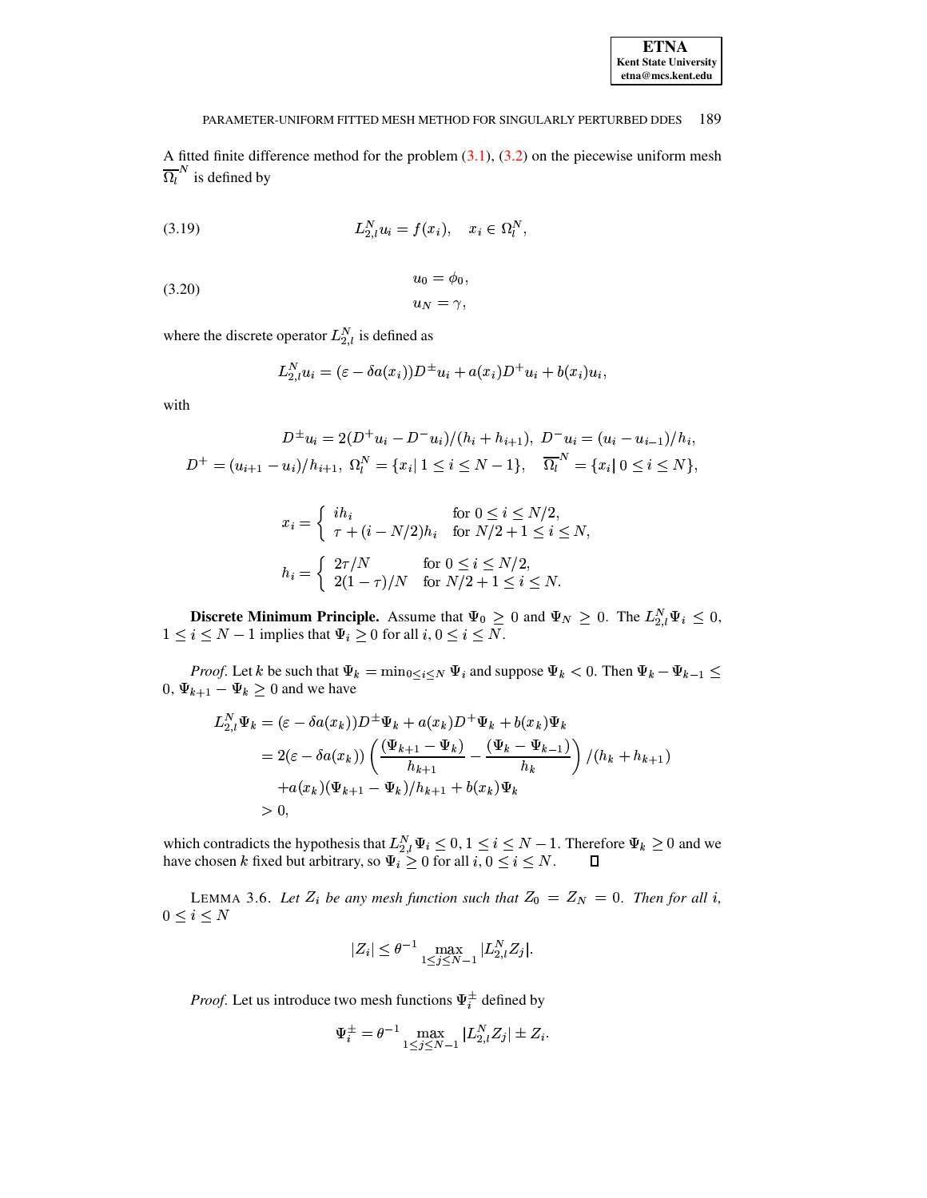A fitted finite difference method for the problem (3.1), (3.2) on the piecewise uniform mesh $\overline{\Omega_l}^N$ is defined by

$$L_{2,l}^N u_i = f(x_i), \quad x_i \in \Omega_l^N, \tag{3.19}$$

$$\begin{aligned} u_0 &= \phi_0, \\ u_N &= \gamma, \end{aligned} \tag{3.20}$$

where the discrete operator $L_{2,l}^N$ is defined as

$$L_{2,l}^N u_i = (\varepsilon - \delta a(x_i)) D^{\pm} u_i + a(x_i) D^+ u_i + b(x_i) u_i,$$

with

$$D^{\pm} u_i = 2(D^+ u_i - D^- u_i)/(h_i + h_{i+1}),\ D^- u_i = (u_i - u_{i-1})/h_i,$$
$$D^+ = (u_{i+1} - u_i)/h_{i+1},\ \Omega_l^N = \{x_i |\ 1 \leq i \leq N-1\}, \quad \overline{\Omega_l}^N = \{x_i |\ 0 \leq i \leq N\},$$

$$x_i = \begin{cases} i h_i & \text{for } 0 \leq i \leq N/2, \\ \tau + (i - N/2) h_i & \text{for } N/2 + 1 \leq i \leq N, \end{cases}$$

$$h_i = \begin{cases} 2\tau/N & \text{for } 0 \leq i \leq N/2, \\ 2(1-\tau)/N & \text{for } N/2 + 1 \leq i \leq N. \end{cases}$$

**Discrete Minimum Principle.** Assume that $\Psi_0 \geq 0$ and $\Psi_N \geq 0$. The $L_{2,l}^N \Psi_i \leq 0$, $1 \leq i \leq N-1$ implies that $\Psi_i \geq 0$ for all $i$, $0 \leq i \leq N$.

*Proof*. Let $k$ be such that $\Psi_k = \min_{0 \leq i \leq N} \Psi_i$ and suppose $\Psi_k < 0$. Then $\Psi_k - \Psi_{k-1} \leq 0$, $\Psi_{k+1} - \Psi_k \geq 0$ and we have

$$\begin{aligned} L_{2,l}^N \Psi_k &= (\varepsilon - \delta a(x_k)) D^{\pm} \Psi_k + a(x_k) D^+ \Psi_k + b(x_k) \Psi_k \\ &= 2(\varepsilon - \delta a(x_k)) \left( \frac{(\Psi_{k+1} - \Psi_k)}{h_{k+1}} - \frac{(\Psi_k - \Psi_{k-1})}{h_k} \right) / (h_k + h_{k+1}) \\ &\quad + a(x_k)(\Psi_{k+1} - \Psi_k)/h_{k+1} + b(x_k) \Psi_k \\ &> 0, \end{aligned}$$

which contradicts the hypothesis that $L_{2,l}^N \Psi_i \leq 0$, $1 \leq i \leq N-1$. Therefore $\Psi_k \geq 0$ and we have chosen $k$ fixed but arbitrary, so $\Psi_i \geq 0$ for all $i$, $0 \leq i \leq N$. ◻

LEMMA 3.6. *Let $Z_i$ be any mesh function such that $Z_0 = Z_N = 0$. Then for all $i$, $0 \leq i \leq N$*

$$|Z_i| \leq \theta^{-1} \max_{1 \leq j \leq N-1} |L_{2,l}^N Z_j|.$$

*Proof*. Let us introduce two mesh functions $\Psi_i^{\pm}$ defined by

$$\Psi_i^{\pm} = \theta^{-1} \max_{1 \leq j \leq N-1} |L_{2,l}^N Z_j| \pm Z_i.$$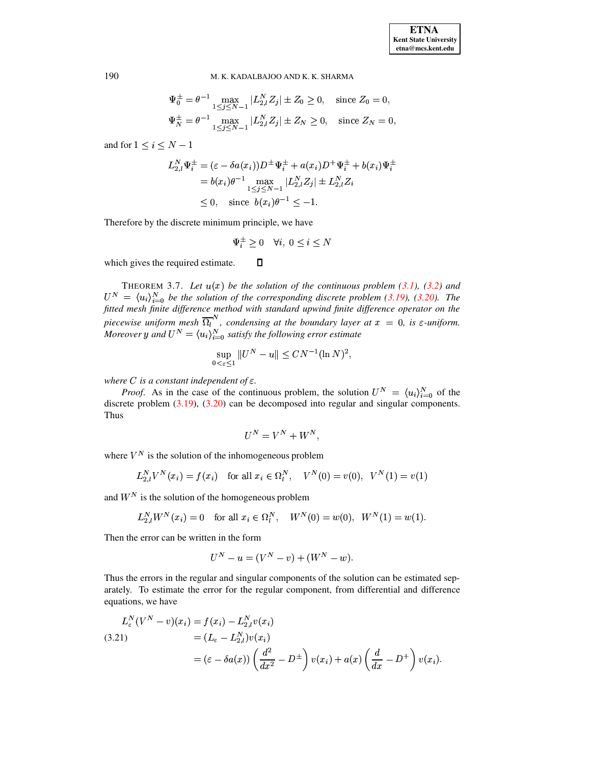$$\Psi_0^{\pm} = \theta^{-1} \max_{1 \le j \le N-1} |L_{2,l}^N Z_j| \pm Z_0 \ge 0, \quad \text{since } Z_0 = 0,$$

$$\Psi_N^{\pm} = \theta^{-1} \max_{1 \le j \le N-1} |L_{2,l}^N Z_j| \pm Z_N \ge 0, \quad \text{since } Z_N = 0,$$

and for $1 \le i \le N-1$

$$\begin{aligned} L_{2,l}^N \Psi_i^{\pm} &= (\varepsilon - \delta a(x_i)) D^{\pm} \Psi_i^{\pm} + a(x_i) D^{+} \Psi_i^{\pm} + b(x_i) \Psi_i^{\pm} \\ &= b(x_i) \theta^{-1} \max_{1 \le j \le N-1} |L_{2,l}^N Z_j| \pm L_{2,l}^N Z_i \\ &\le 0, \quad \text{since } b(x_i)\theta^{-1} \le -1. \end{aligned}$$

Therefore by the discrete minimum principle, we have

$$\Psi_i^{\pm} \ge 0 \quad \forall i, \ 0 \le i \le N$$

which gives the required estimate. $\square$

THEOREM 3.7. *Let $u(x)$ be the solution of the continuous problem (3.1), (3.2) and $U^N = \langle u_i \rangle_{i=0}^N$ be the solution of the corresponding discrete problem (3.19), (3.20). The fitted mesh finite difference method with standard upwind finite difference operator on the piecewise uniform mesh $\overline{\Omega_l}^N$, condensing at the boundary layer at $x = 0$, is $\varepsilon$-uniform. Moreover $y$ and $U^N = \langle u_i \rangle_{i=0}^N$ satisfy the following error estimate*

$$\sup_{0 < \varepsilon \le 1} \|U^N - u\| \le C N^{-1} (\ln N)^2,$$

*where $C$ is a constant independent of $\varepsilon$.*

*Proof*. As in the case of the continuous problem, the solution $U^N = \langle u_i \rangle_{i=0}^N$ of the discrete problem (3.19), (3.20) can be decomposed into regular and singular components. Thus

$$U^N = V^N + W^N,$$

where $V^N$ is the solution of the inhomogeneous problem

$$L_{2,l}^N V^N(x_i) = f(x_i) \quad \text{for all } x_i \in \Omega_l^N, \quad V^N(0) = v(0), \ \ V^N(1) = v(1)$$

and $W^N$ is the solution of the homogeneous problem

$$L_{2,l}^N W^N(x_i) = 0 \quad \text{for all } x_i \in \Omega_l^N, \quad W^N(0) = w(0), \ \ W^N(1) = w(1).$$

Then the error can be written in the form

$$U^N - u = (V^N - v) + (W^N - w).$$

Thus the errors in the regular and singular components of the solution can be estimated separately. To estimate the error for the regular component, from differential and difference equations, we have

$$\begin{aligned} L_\varepsilon^N (V^N - v)(x_i) &= f(x_i) - L_{2,l}^N v(x_i) \\ &= (L_\varepsilon - L_{2,l}^N) v(x_i) \\ &= (\varepsilon - \delta a(x)) \left( \frac{d^2}{dx^2} - D^{\pm} \right) v(x_i) + a(x) \left( \frac{d}{dx} - D^{+} \right) v(x_i). \end{aligned} \tag{3.21}$$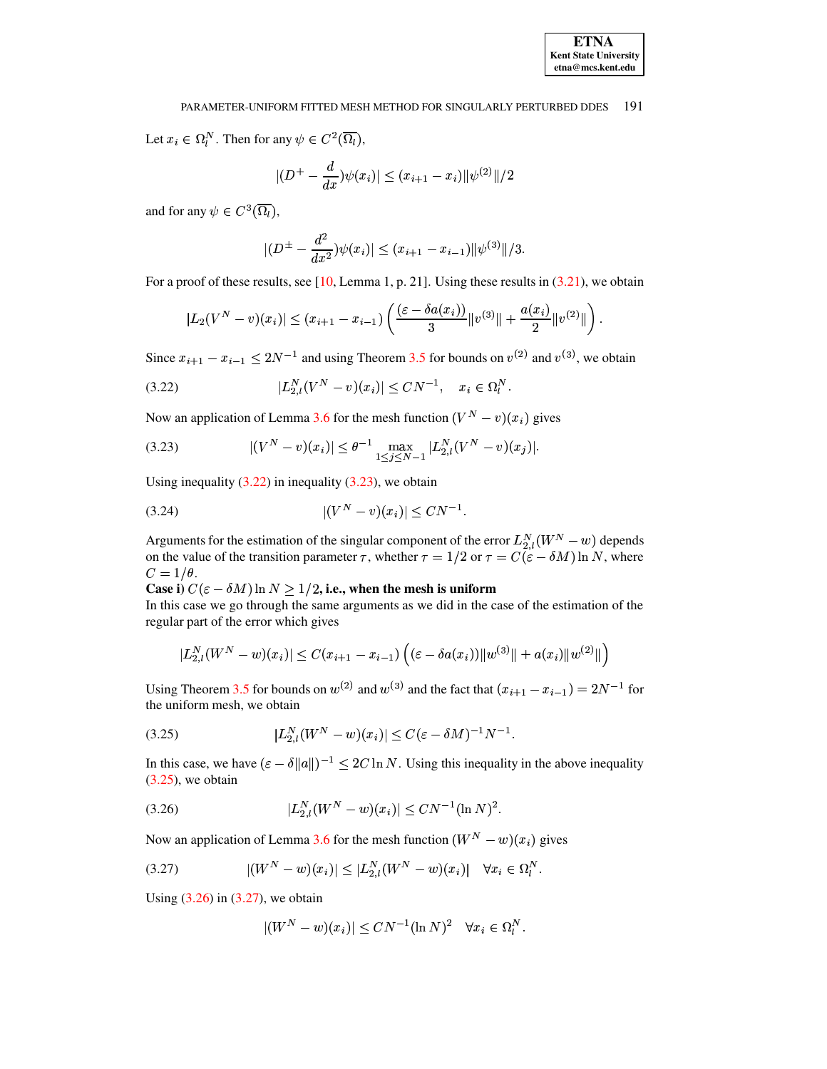Let $x_i \in \Omega_l^N$. Then for any $\psi \in C^2(\overline{\Omega_l})$,

$$|(D^+ - \frac{d}{dx})\psi(x_i)| \leq (x_{i+1} - x_i)\|\psi^{(2)}\|/2$$

and for any $\psi \in C^3(\overline{\Omega_l})$,

$$|(D^{\pm} - \frac{d^2}{dx^2})\psi(x_i)| \leq (x_{i+1} - x_{i-1})\|\psi^{(3)}\|/3.$$

For a proof of these results, see [10, Lemma 1, p. 21]. Using these results in (3.21), we obtain

$$|L_2(V^N - v)(x_i)| \leq (x_{i+1} - x_{i-1}) \left( \frac{(\varepsilon - \delta a(x_i))}{3}\|v^{(3)}\| + \frac{a(x_i)}{2}\|v^{(2)}\| \right).$$

Since $x_{i+1} - x_{i-1} \leq 2N^{-1}$ and using Theorem 3.5 for bounds on $v^{(2)}$ and $v^{(3)}$, we obtain

$$|L_{2,l}^N(V^N - v)(x_i)| \leq CN^{-1}, \quad x_i \in \Omega_l^N. \tag{3.22}$$

Now an application of Lemma 3.6 for the mesh function $(V^N - v)(x_i)$ gives

$$|(V^N - v)(x_i)| \leq \theta^{-1} \max_{1 \leq j \leq N-1} |L_{2,l}^N(V^N - v)(x_j)|. \tag{3.23}$$

Using inequality (3.22) in inequality (3.23), we obtain

$$|(V^N - v)(x_i)| \leq CN^{-1}. \tag{3.24}$$

Arguments for the estimation of the singular component of the error $L_{2,l}^N(W^N - w)$ depends on the value of the transition parameter $\tau$, whether $\tau = 1/2$ or $\tau = C(\varepsilon - \delta M)\ln N$, where $C = 1/\theta$.

**Case i)** $C(\varepsilon - \delta M)\ln N \geq 1/2$**, i.e., when the mesh is uniform**

In this case we go through the same arguments as we did in the case of the estimation of the regular part of the error which gives

$$|L_{2,l}^N(W^N - w)(x_i)| \leq C(x_{i+1} - x_{i-1}) \left( (\varepsilon - \delta a(x_i))\|w^{(3)}\| + a(x_i)\|w^{(2)}\| \right)$$

Using Theorem 3.5 for bounds on $w^{(2)}$ and $w^{(3)}$ and the fact that $(x_{i+1} - x_{i-1}) = 2N^{-1}$ for the uniform mesh, we obtain

$$|L_{2,l}^N(W^N - w)(x_i)| \leq C(\varepsilon - \delta M)^{-1}N^{-1}. \tag{3.25}$$

In this case, we have $(\varepsilon - \delta\|a\|)^{-1} \leq 2C\ln N$. Using this inequality in the above inequality (3.25), we obtain

$$|L_{2,l}^N(W^N - w)(x_i)| \leq CN^{-1}(\ln N)^2. \tag{3.26}$$

Now an application of Lemma 3.6 for the mesh function $(W^N - w)(x_i)$ gives

$$|(W^N - w)(x_i)| \leq |L_{2,l}^N(W^N - w)(x_i)| \quad \forall x_i \in \Omega_l^N. \tag{3.27}$$

Using (3.26) in (3.27), we obtain

$$|(W^N - w)(x_i)| \leq CN^{-1}(\ln N)^2 \quad \forall x_i \in \Omega_l^N.$$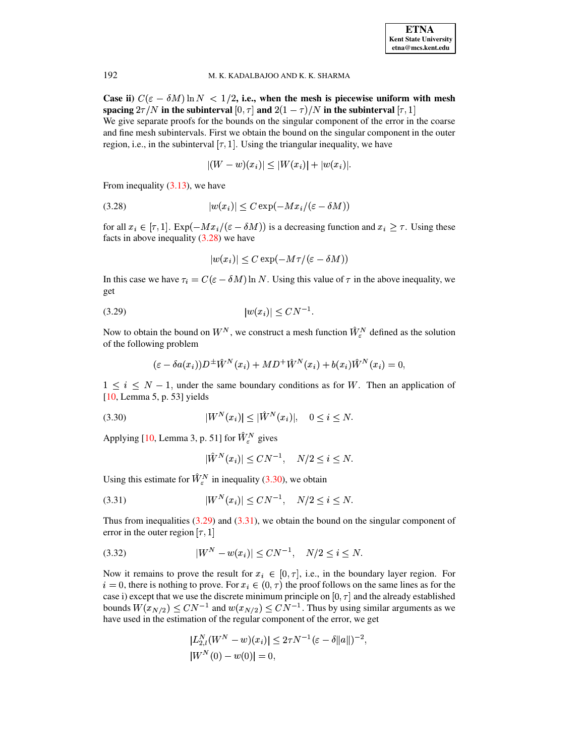**Case ii)** $C(\varepsilon - \delta M)\ln N < 1/2$**, i.e., when the mesh is piecewise uniform with mesh spacing** $2\tau/N$ **in the subinterval** $[0,\tau]$ **and** $2(1-\tau)/N$ **in the subinterval** $[\tau, 1]$

We give separate proofs for the bounds on the singular component of the error in the coarse and fine mesh subintervals. First we obtain the bound on the singular component in the outer region, i.e., in the subinterval $[\tau, 1]$. Using the triangular inequality, we have

$$|(W - w)(x_i)| \leq |W(x_i)| + |w(x_i)|.$$

From inequality (3.13), we have

$$|w(x_i)| \leq C \exp(-Mx_i/(\varepsilon - \delta M)) \tag{3.28}$$

for all $x_i \in [\tau, 1]$. Exp$(-Mx_i/(\varepsilon - \delta M))$ is a decreasing function and $x_i \geq \tau$. Using these facts in above inequality (3.28) we have

$$|w(x_i)| \leq C \exp(-M\tau/(\varepsilon - \delta M))$$

In this case we have $\tau_i = C(\varepsilon - \delta M)\ln N$. Using this value of $\tau$ in the above inequality, we get

$$|w(x_i)| \leq CN^{-1}. \tag{3.29}$$

Now to obtain the bound on $W^N$, we construct a mesh function $\hat{W}_\varepsilon^N$ defined as the solution of the following problem

$$(\varepsilon - \delta a(x_i))D^{\pm}\hat{W}^N(x_i) + MD^{+}\hat{W}^N(x_i) + b(x_i)\hat{W}^N(x_i) = 0,$$

$1 \leq i \leq N-1$, under the same boundary conditions as for $W$. Then an application of [10, Lemma 5, p. 53] yields

$$|W^N(x_i)| \leq |\hat{W}^N(x_i)|, \quad 0 \leq i \leq N. \tag{3.30}$$

Applying [10, Lemma 3, p. 51] for $\hat{W}_\varepsilon^N$ gives

$$|\hat{W}^N(x_i)| \leq CN^{-1}, \quad N/2 \leq i \leq N.$$

Using this estimate for $\hat{W}_\varepsilon^N$ in inequality (3.30), we obtain

$$|W^N(x_i)| \leq CN^{-1}, \quad N/2 \leq i \leq N. \tag{3.31}$$

Thus from inequalities (3.29) and (3.31), we obtain the bound on the singular component of error in the outer region $[\tau, 1]$

$$|W^N - w(x_i)| \leq CN^{-1}, \quad N/2 \leq i \leq N. \tag{3.32}$$

Now it remains to prove the result for $x_i \in [0, \tau]$, i.e., in the boundary layer region. For $i = 0$, there is nothing to prove. For $x_i \in (0, \tau)$ the proof follows on the same lines as for the case i) except that we use the discrete minimum principle on $[0, \tau]$ and the already established bounds $W(x_{N/2}) \leq CN^{-1}$ and $w(x_{N/2}) \leq CN^{-1}$. Thus by using similar arguments as we have used in the estimation of the regular component of the error, we get

$$|L_{2,l}^N(W^N - w)(x_i)| \leq 2\tau N^{-1}(\varepsilon - \delta\|a\|)^{-2},$$
$$|W^N(0) - w(0)| = 0,$$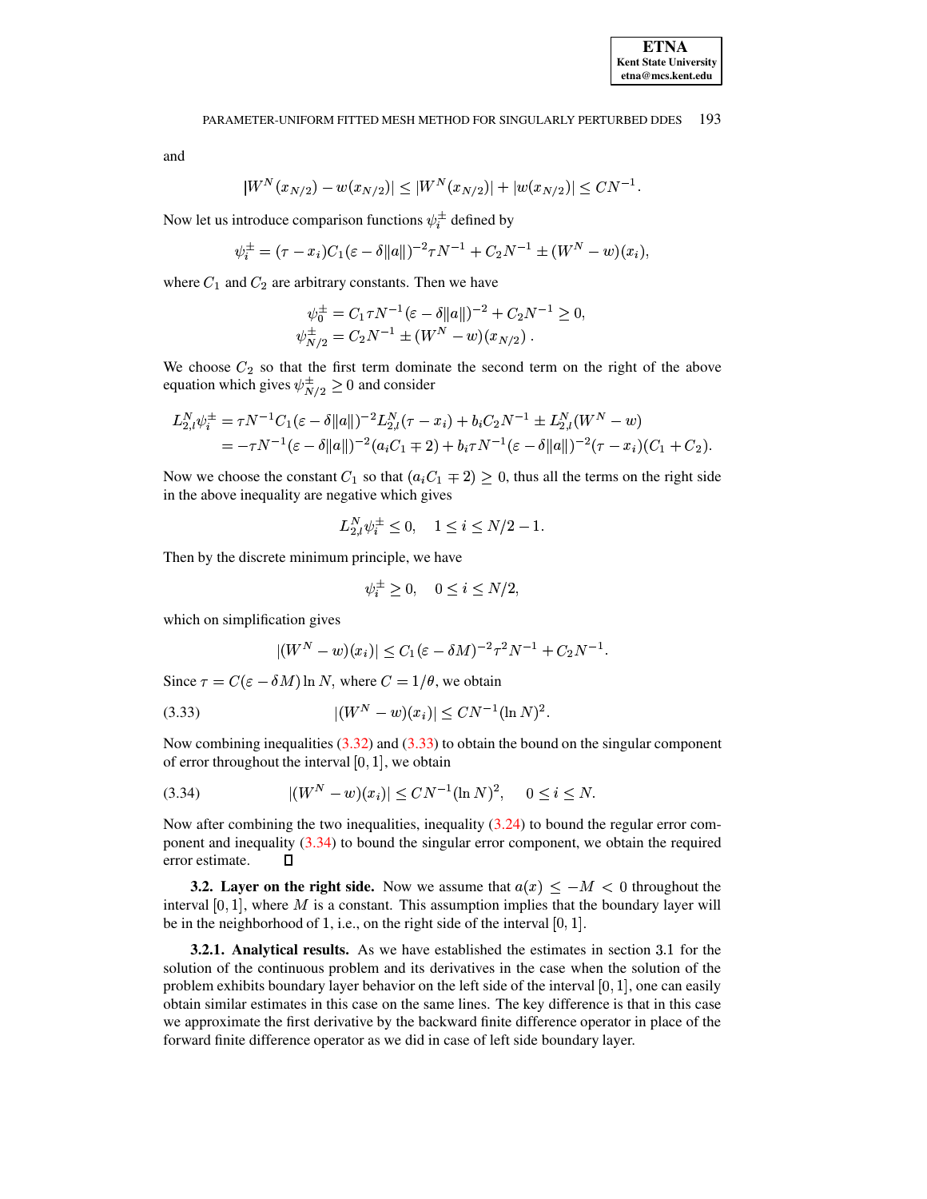and

$$|W^N(x_{N/2}) - w(x_{N/2})| \leq |W^N(x_{N/2})| + |w(x_{N/2})| \leq CN^{-1}.$$

Now let us introduce comparison functions $\psi_i^{\pm}$ defined by

$$\psi_i^{\pm} = (\tau - x_i)C_1(\varepsilon - \delta\|a\|)^{-2}\tau N^{-1} + C_2 N^{-1} \pm (W^N - w)(x_i),$$

where $C_1$ and $C_2$ are arbitrary constants. Then we have

$$\begin{aligned}
\psi_0^{\pm} &= C_1 \tau N^{-1}(\varepsilon - \delta\|a\|)^{-2} + C_2 N^{-1} \geq 0, \\
\psi_{N/2}^{\pm} &= C_2 N^{-1} \pm (W^N - w)(x_{N/2})\,.
\end{aligned}$$

We choose $C_2$ so that the first term dominate the second term on the right of the above equation which gives $\psi_{N/2}^{\pm} \geq 0$ and consider

$$\begin{aligned}
L_{2,l}^N \psi_i^{\pm} &= \tau N^{-1} C_1(\varepsilon - \delta\|a\|)^{-2} L_{2,l}^N(\tau - x_i) + b_i C_2 N^{-1} \pm L_{2,l}^N(W^N - w) \\
&= -\tau N^{-1}(\varepsilon - \delta\|a\|)^{-2}(a_i C_1 \mp 2) + b_i \tau N^{-1}(\varepsilon - \delta\|a\|)^{-2}(\tau - x_i)(C_1 + C_2).
\end{aligned}$$

Now we choose the constant $C_1$ so that $(a_i C_1 \mp 2) \geq 0$, thus all the terms on the right side in the above inequality are negative which gives

$$L_{2,l}^N \psi_i^{\pm} \leq 0, \quad 1 \leq i \leq N/2 - 1.$$

Then by the discrete minimum principle, we have

$$\psi_i^{\pm} \geq 0, \quad 0 \leq i \leq N/2,$$

which on simplification gives

$$|(W^N - w)(x_i)| \leq C_1(\varepsilon - \delta M)^{-2}\tau^2 N^{-1} + C_2 N^{-1}.$$

Since $\tau = C(\varepsilon - \delta M)\ln N$, where $C = 1/\theta$, we obtain

$$|(W^N - w)(x_i)| \leq CN^{-1}(\ln N)^2. \tag{3.33}$$

Now combining inequalities (3.32) and (3.33) to obtain the bound on the singular component of error throughout the interval $[0, 1]$, we obtain

$$|(W^N - w)(x_i)| \leq CN^{-1}(\ln N)^2, \quad 0 \leq i \leq N. \tag{3.34}$$

Now after combining the two inequalities, inequality (3.24) to bound the regular error component and inequality (3.34) to bound the singular error component, we obtain the required error estimate. □

### 3.2. Layer on the right side.

Now we assume that $a(x) \leq -M < 0$ throughout the interval $[0, 1]$, where $M$ is a constant. This assumption implies that the boundary layer will be in the neighborhood of 1, i.e., on the right side of the interval $[0, 1]$.

#### 3.2.1. Analytical results.

As we have established the estimates in section 3.1 for the solution of the continuous problem and its derivatives in the case when the solution of the problem exhibits boundary layer behavior on the left side of the interval $[0, 1]$, one can easily obtain similar estimates in this case on the same lines. The key difference is that in this case we approximate the first derivative by the backward finite difference operator in place of the forward finite difference operator as we did in case of left side boundary layer.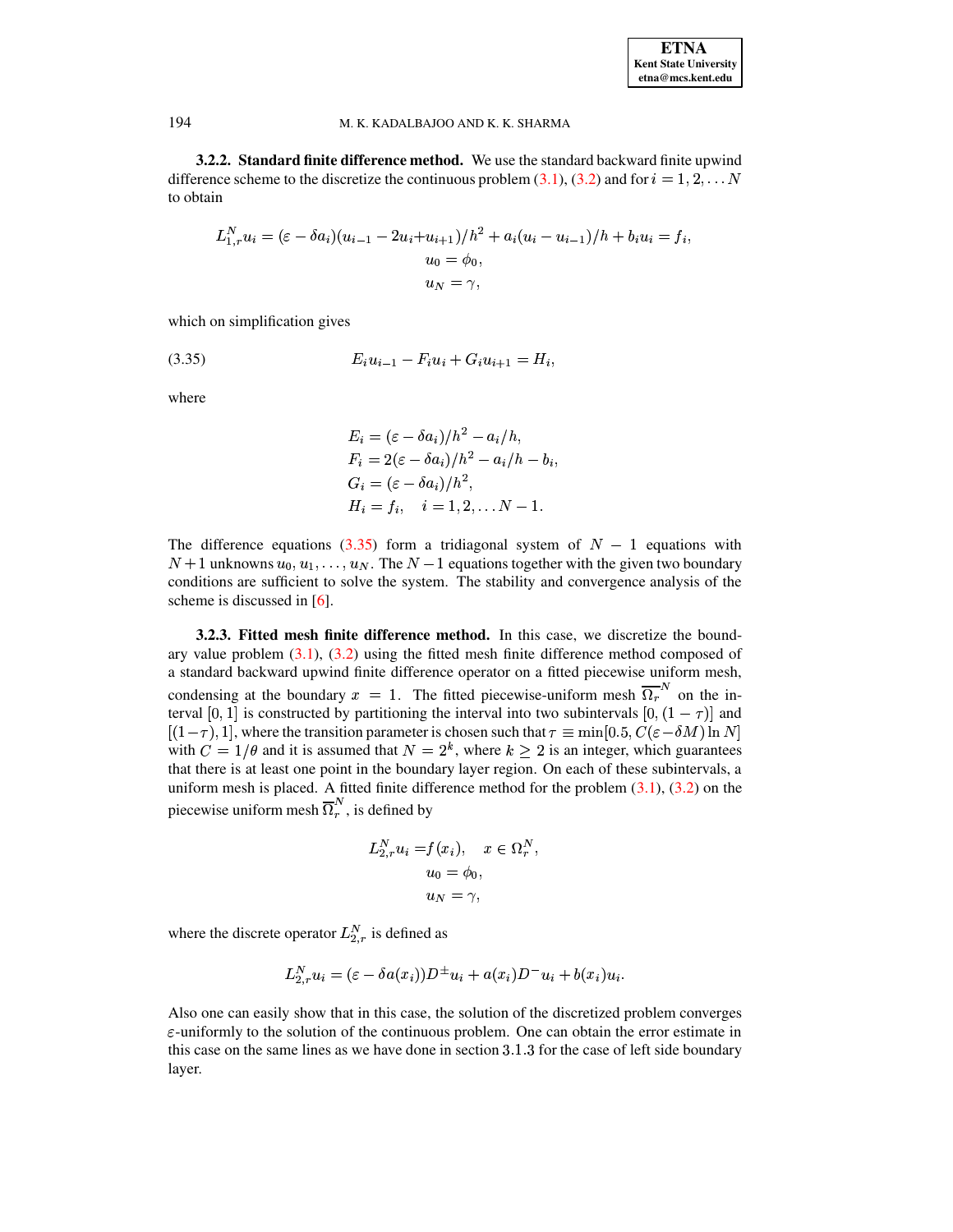**3.2.2. Standard finite difference method.** We use the standard backward finite upwind difference scheme to the discretize the continuous problem (3.1), (3.2) and for $i = 1, 2, \ldots N$ to obtain

$$L_{1,r}^N u_i = (\varepsilon - \delta a_i)(u_{i-1} - 2u_i + u_{i+1})/h^2 + a_i(u_i - u_{i-1})/h + b_i u_i = f_i,$$
$$u_0 = \phi_0,$$
$$u_N = \gamma,$$

which on simplification gives

$$E_i u_{i-1} - F_i u_i + G_i u_{i+1} = H_i, \tag{3.35}$$

where

$$E_i = (\varepsilon - \delta a_i)/h^2 - a_i/h,$$
$$F_i = 2(\varepsilon - \delta a_i)/h^2 - a_i/h - b_i,$$
$$G_i = (\varepsilon - \delta a_i)/h^2,$$
$$H_i = f_i, \quad i = 1, 2, \ldots N - 1.$$

The difference equations (3.35) form a tridiagonal system of $N - 1$ equations with $N + 1$ unknowns $u_0, u_1, \ldots, u_N$. The $N - 1$ equations together with the given two boundary conditions are sufficient to solve the system. The stability and convergence analysis of the scheme is discussed in [6].

**3.2.3. Fitted mesh finite difference method.** In this case, we discretize the boundary value problem (3.1), (3.2) using the fitted mesh finite difference method composed of a standard backward upwind finite difference operator on a fitted piecewise uniform mesh, condensing at the boundary $x = 1$. The fitted piecewise-uniform mesh $\overline{\Omega_r}^N$ on the interval $[0, 1]$ is constructed by partitioning the interval into two subintervals $[0, (1 - \tau)]$ and $[(1 - \tau), 1]$, where the transition parameter is chosen such that $\tau \equiv \min[0.5, C(\varepsilon - \delta M) \ln N]$ with $C = 1/\theta$ and it is assumed that $N = 2^k$, where $k \geq 2$ is an integer, which guarantees that there is at least one point in the boundary layer region. On each of these subintervals, a uniform mesh is placed. A fitted finite difference method for the problem (3.1), (3.2) on the piecewise uniform mesh $\overline{\Omega}_r^N$, is defined by

$$L_{2,r}^N u_i = f(x_i), \quad x \in \Omega_r^N,$$
$$u_0 = \phi_0,$$
$$u_N = \gamma,$$

where the discrete operator $L_{2,r}^N$ is defined as

$$L_{2,r}^N u_i = (\varepsilon - \delta a(x_i)) D^{\pm} u_i + a(x_i) D^- u_i + b(x_i) u_i.$$

Also one can easily show that in this case, the solution of the discretized problem converges $\varepsilon$-uniformly to the solution of the continuous problem. One can obtain the error estimate in this case on the same lines as we have done in section 3.1.3 for the case of left side boundary layer.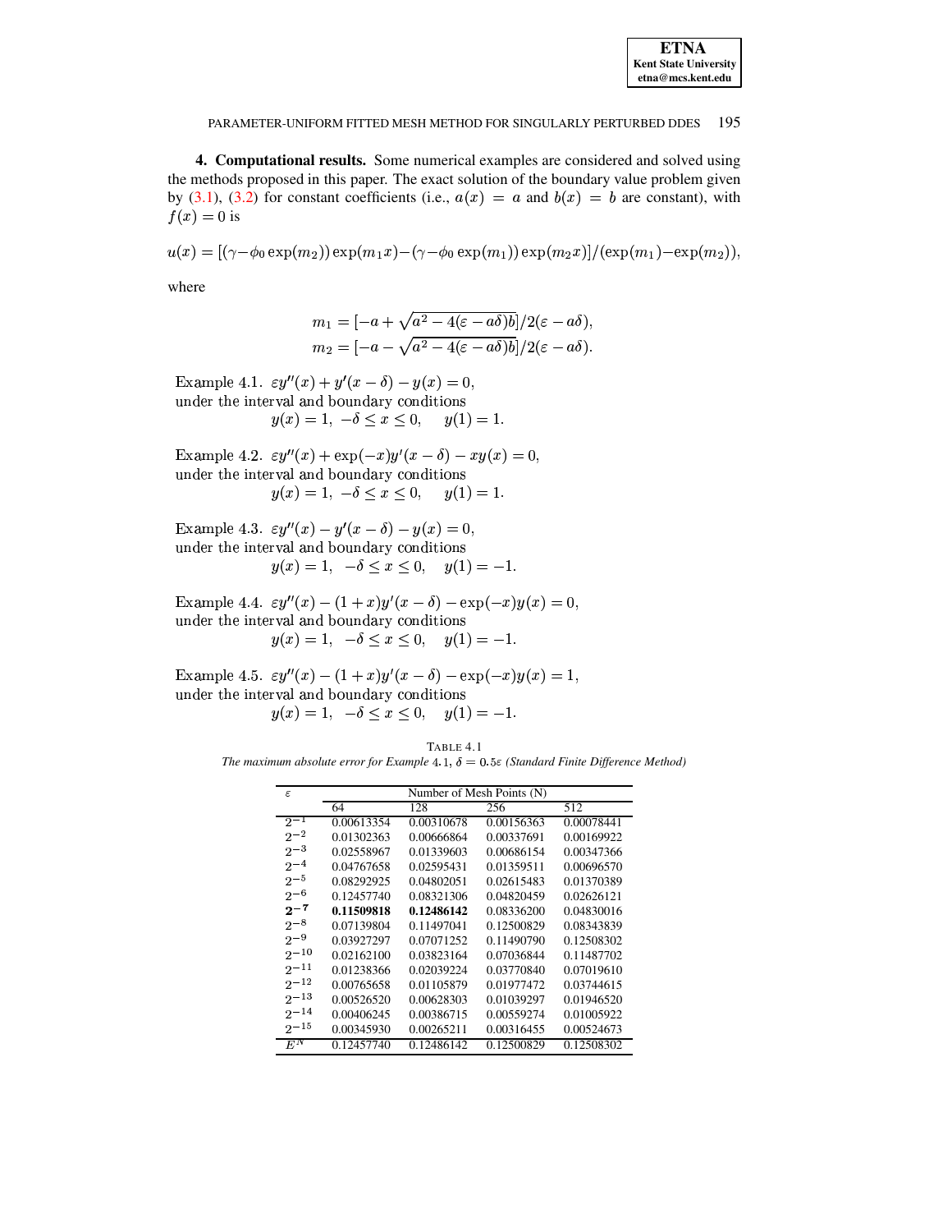**4. Computational results.** Some numerical examples are considered and solved using the methods proposed in this paper. The exact solution of the boundary value problem given by (3.1), (3.2) for constant coefficients (i.e., $a(x) = a$ and $b(x) = b$ are constant), with $f(x) = 0$ is

$$u(x) = [(\gamma - \phi_0 \exp(m_2)) \exp(m_1 x) - (\gamma - \phi_0 \exp(m_1)) \exp(m_2 x)]/(\exp(m_1) - \exp(m_2)),$$

where

$$m_1 = [-a + \sqrt{a^2 - 4(\varepsilon - a\delta)b}]/2(\varepsilon - a\delta),$$
$$m_2 = [-a - \sqrt{a^2 - 4(\varepsilon - a\delta)b}]/2(\varepsilon - a\delta).$$

Example 4.1. $\varepsilon y''(x) + y'(x - \delta) - y(x) = 0,$
under the interval and boundary conditions
$$y(x) = 1, \ -\delta \le x \le 0, \quad y(1) = 1.$$

Example 4.2. $\varepsilon y''(x) + \exp(-x) y'(x - \delta) - x y(x) = 0,$
under the interval and boundary conditions
$$y(x) = 1, \ -\delta \le x \le 0, \quad y(1) = 1.$$

Example 4.3. $\varepsilon y''(x) - y'(x - \delta) - y(x) = 0,$
under the interval and boundary conditions
$$y(x) = 1, \ -\delta \le x \le 0, \quad y(1) = -1.$$

Example 4.4. $\varepsilon y''(x) - (1 + x) y'(x - \delta) - \exp(-x) y(x) = 0,$
under the interval and boundary conditions
$$y(x) = 1, \ -\delta \le x \le 0, \quad y(1) = -1.$$

Example 4.5. $\varepsilon y''(x) - (1 + x) y'(x - \delta) - \exp(-x) y(x) = 1,$
under the interval and boundary conditions
$$y(x) = 1, \ -\delta \le x \le 0, \quad y(1) = -1.$$

TABLE 4.1
*The maximum absolute error for Example 4.1, $\delta = 0.5\varepsilon$ (Standard Finite Difference Method)*

| $\varepsilon$ | Number of Mesh Points (N) | | | |
|---|---|---|---|---|
| | 64 | 128 | 256 | 512 |
| $2^{-1}$ | 0.00613354 | 0.00310678 | 0.00156363 | 0.00078441 |
| $2^{-2}$ | 0.01302363 | 0.00666864 | 0.00337691 | 0.00169922 |
| $2^{-3}$ | 0.02558967 | 0.01339603 | 0.00686154 | 0.00347366 |
| $2^{-4}$ | 0.04767658 | 0.02595431 | 0.01359511 | 0.00696570 |
| $2^{-5}$ | 0.08292925 | 0.04802051 | 0.02615483 | 0.01370389 |
| $2^{-6}$ | 0.12457740 | 0.08321306 | 0.04820459 | 0.02626121 |
| $\mathbf{2^{-7}}$ | **0.11509818** | **0.12486142** | 0.08336200 | 0.04830016 |
| $2^{-8}$ | 0.07139804 | 0.11497041 | 0.12500829 | 0.08343839 |
| $2^{-9}$ | 0.03927297 | 0.07071252 | 0.11490790 | 0.12508302 |
| $2^{-10}$ | 0.02162100 | 0.03823164 | 0.07036844 | 0.11487702 |
| $2^{-11}$ | 0.01238366 | 0.02039224 | 0.03770840 | 0.07019610 |
| $2^{-12}$ | 0.00765658 | 0.01105879 | 0.01977472 | 0.03744615 |
| $2^{-13}$ | 0.00526520 | 0.00628303 | 0.01039297 | 0.01946520 |
| $2^{-14}$ | 0.00406245 | 0.00386715 | 0.00559274 | 0.01005922 |
| $2^{-15}$ | 0.00345930 | 0.00265211 | 0.00316455 | 0.00524673 |
| $E^N$ | 0.12457740 | 0.12486142 | 0.12500829 | 0.12508302 |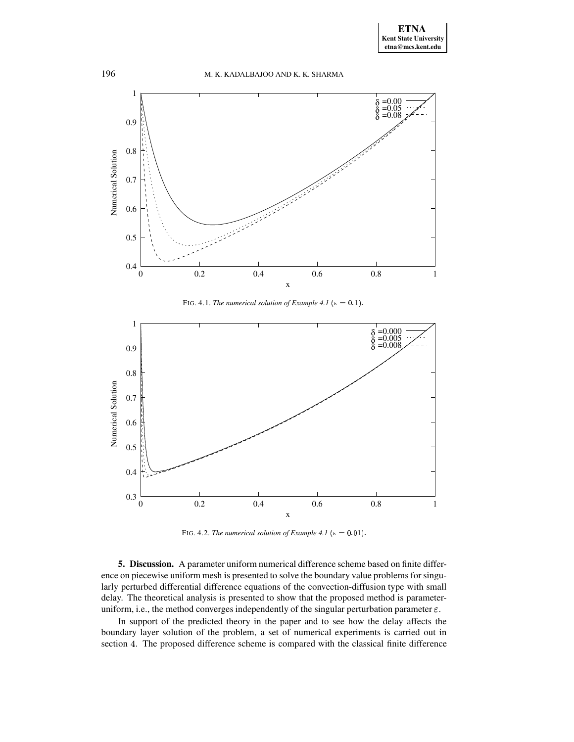FIG. 4.1. *The numerical solution of Example 4.1* ($\varepsilon = 0.1$).

FIG. 4.2. *The numerical solution of Example 4.1* ($\varepsilon = 0.01$).

**5. Discussion.** A parameter uniform numerical difference scheme based on finite difference on piecewise uniform mesh is presented to solve the boundary value problems for singularly perturbed differential difference equations of the convection-diffusion type with small delay. The theoretical analysis is presented to show that the proposed method is parameter-uniform, i.e., the method converges independently of the singular perturbation parameter $\varepsilon$.

In support of the predicted theory in the paper and to see how the delay affects the boundary layer solution of the problem, a set of numerical experiments is carried out in section 4. The proposed difference scheme is compared with the classical finite difference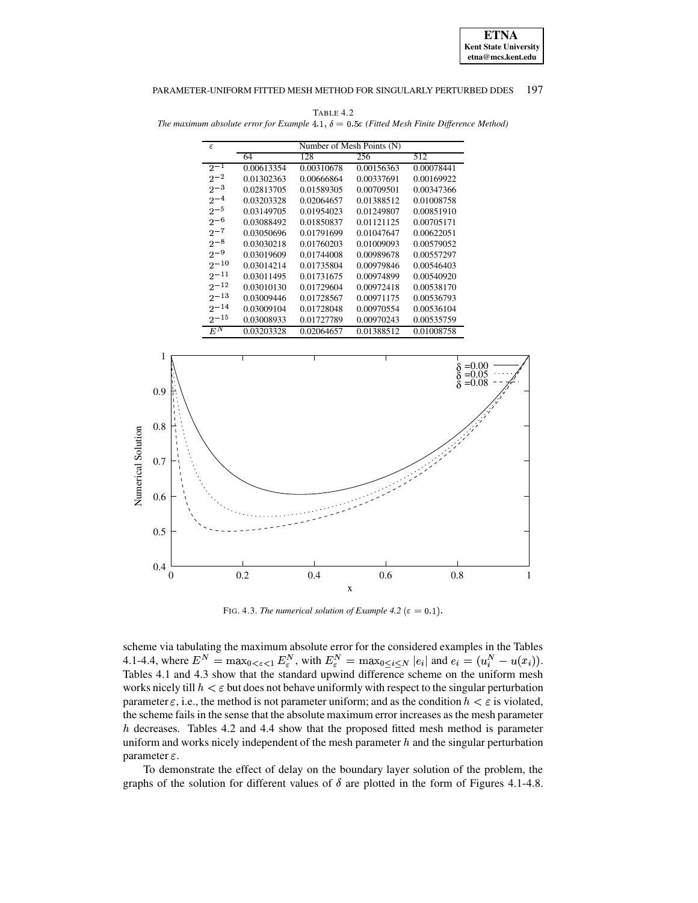TABLE 4.2
*The maximum absolute error for Example 4.1, $\delta = 0.5\varepsilon$ (Fitted Mesh Finite Difference Method)*

| $\varepsilon$ | Number of Mesh Points (N) | | | |
|---|---|---|---|---|
| | 64 | 128 | 256 | 512 |
| $2^{-1}$ | 0.00613354 | 0.00310678 | 0.00156363 | 0.00078441 |
| $2^{-2}$ | 0.01302363 | 0.00666864 | 0.00337691 | 0.00169922 |
| $2^{-3}$ | 0.02813705 | 0.01589305 | 0.00709501 | 0.00347366 |
| $2^{-4}$ | 0.03203328 | 0.02064657 | 0.01388512 | 0.01008758 |
| $2^{-5}$ | 0.03149705 | 0.01954023 | 0.01249807 | 0.00851910 |
| $2^{-6}$ | 0.03088492 | 0.01850837 | 0.01121125 | 0.00705171 |
| $2^{-7}$ | 0.03050696 | 0.01791699 | 0.01047647 | 0.00622051 |
| $2^{-8}$ | 0.03030218 | 0.01760203 | 0.01009093 | 0.00579052 |
| $2^{-9}$ | 0.03019609 | 0.01744008 | 0.00989678 | 0.00557297 |
| $2^{-10}$ | 0.03014214 | 0.01735804 | 0.00979846 | 0.00546403 |
| $2^{-11}$ | 0.03011495 | 0.01731675 | 0.00974899 | 0.00540920 |
| $2^{-12}$ | 0.03010130 | 0.01729604 | 0.00972418 | 0.00538170 |
| $2^{-13}$ | 0.03009446 | 0.01728567 | 0.00971175 | 0.00536793 |
| $2^{-14}$ | 0.03009104 | 0.01728048 | 0.00970554 | 0.00536104 |
| $2^{-15}$ | 0.03008933 | 0.01727789 | 0.00970243 | 0.00535759 |
| $E^N$ | 0.03203328 | 0.02064657 | 0.01388512 | 0.01008758 |

FIG. 4.3. *The numerical solution of Example 4.2* ($\varepsilon = 0.1$).

scheme via tabulating the maximum absolute error for the considered examples in the Tables 4.1-4.4, where $E^N = \max_{0<\varepsilon<1} E_\varepsilon^N$, with $E_\varepsilon^N = \max_{0\leq i\leq N} |e_i|$ and $e_i = (u_i^N - u(x_i))$. Tables 4.1 and 4.3 show that the standard upwind difference scheme on the uniform mesh works nicely till $h < \varepsilon$ but does not behave uniformly with respect to the singular perturbation parameter $\varepsilon$, i.e., the method is not parameter uniform; and as the condition $h < \varepsilon$ is violated, the scheme fails in the sense that the absolute maximum error increases as the mesh parameter $h$ decreases. Tables 4.2 and 4.4 show that the proposed fitted mesh method is parameter uniform and works nicely independent of the mesh parameter $h$ and the singular perturbation parameter $\varepsilon$.

To demonstrate the effect of delay on the boundary layer solution of the problem, the graphs of the solution for different values of $\delta$ are plotted in the form of Figures 4.1-4.8.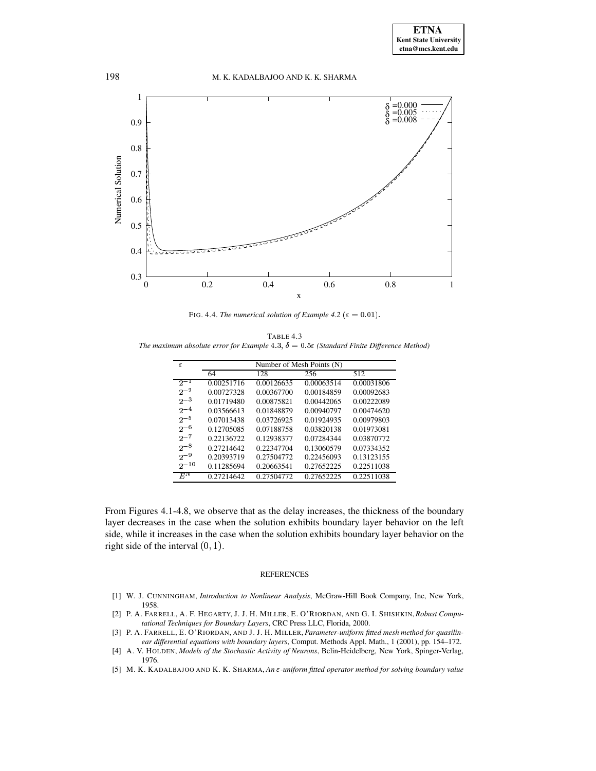FIG. 4.4. *The numerical solution of Example 4.2* ($\varepsilon = 0.01$).

TABLE 4.3
*The maximum absolute error for Example* 4.3, $\delta = 0.5\varepsilon$ *(Standard Finite Difference Method)*

| $\varepsilon$ | Number of Mesh Points (N) | | | |
|---|---|---|---|---|
| | 64 | 128 | 256 | 512 |
| $2^{-1}$ | 0.00251716 | 0.00126635 | 0.00063514 | 0.00031806 |
| $2^{-2}$ | 0.00727328 | 0.00367700 | 0.00184859 | 0.00092683 |
| $2^{-3}$ | 0.01719480 | 0.00875821 | 0.00442065 | 0.00222089 |
| $2^{-4}$ | 0.03566613 | 0.01848879 | 0.00940797 | 0.00474620 |
| $2^{-5}$ | 0.07013438 | 0.03726925 | 0.01924935 | 0.00979803 |
| $2^{-6}$ | 0.12705085 | 0.07188758 | 0.03820138 | 0.01973081 |
| $2^{-7}$ | 0.22136722 | 0.12938377 | 0.07284344 | 0.03870772 |
| $2^{-8}$ | 0.27214642 | 0.22347704 | 0.13060579 | 0.07334352 |
| $2^{-9}$ | 0.20393719 | 0.27504772 | 0.22456093 | 0.13123155 |
| $2^{-10}$ | 0.11285694 | 0.20663541 | 0.27652225 | 0.22511038 |
| $E^N$ | 0.27214642 | 0.27504772 | 0.27652225 | 0.22511038 |

From Figures 4.1-4.8, we observe that as the delay increases, the thickness of the boundary layer decreases in the case when the solution exhibits boundary layer behavior on the left side, while it increases in the case when the solution exhibits boundary layer behavior on the right side of the interval $(0, 1)$.

## REFERENCES

[1] W. J. CUNNINGHAM, *Introduction to Nonlinear Analysis*, McGraw-Hill Book Company, Inc, New York, 1958.

[2] P. A. FARRELL, A. F. HEGARTY, J. J. H. MILLER, E. O'RIORDAN, AND G. I. SHISHKIN, *Robust Computational Techniques for Boundary Layers*, CRC Press LLC, Florida, 2000.

[3] P. A. FARRELL, E. O'RIORDAN, AND J. J. H. MILLER, *Parameter-uniform fitted mesh method for quasilinear differential equations with boundary layers*, Comput. Methods Appl. Math., 1 (2001), pp. 154–172.

[4] A. V. HOLDEN, *Models of the Stochastic Activity of Neurons*, Belin-Heidelberg, New York, Spinger-Verlag, 1976.

[5] M. K. KADALBAJOO AND K. K. SHARMA, *An $\varepsilon$-uniform fitted operator method for solving boundary value*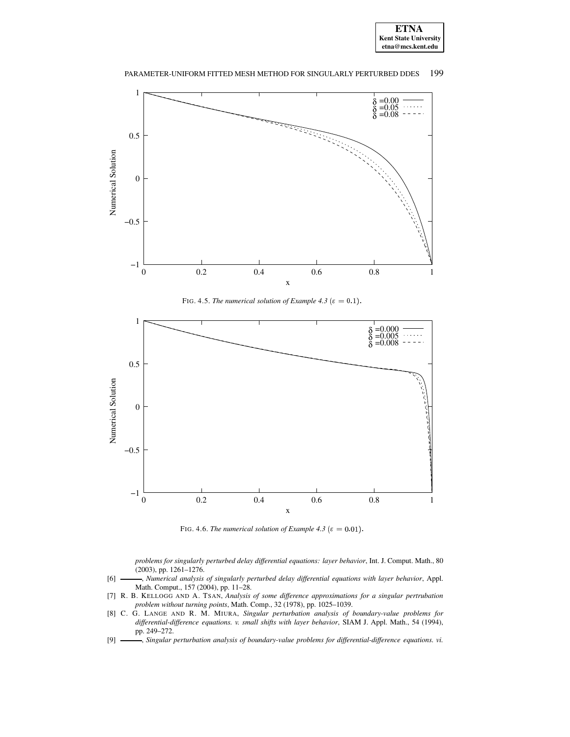FIG. 4.5. *The numerical solution of Example 4.3* ($\varepsilon = 0.1$).

FIG. 4.6. *The numerical solution of Example 4.3* ($\varepsilon = 0.01$).

*problems for singularly perturbed delay differential equations: layer behavior*, Int. J. Comput. Math., 80 (2003), pp. 1261–1276.

[6] ———, *Numerical analysis of singularly perturbed delay differential equations with layer behavior*, Appl. Math. Comput., 157 (2004), pp. 11–28.

[7] R. B. KELLOGG AND A. TSAN, *Analysis of some difference approximations for a singular pertrubation problem without turning points*, Math. Comp., 32 (1978), pp. 1025–1039.

[8] C. G. LANGE AND R. M. MIURA, *Singular perturbation analysis of boundary-value problems for differential-difference equations. v. small shifts with layer behavior*, SIAM J. Appl. Math., 54 (1994), pp. 249–272.

[9] ———, *Singular perturbation analysis of boundary-value problems for differential-difference equations. vi.*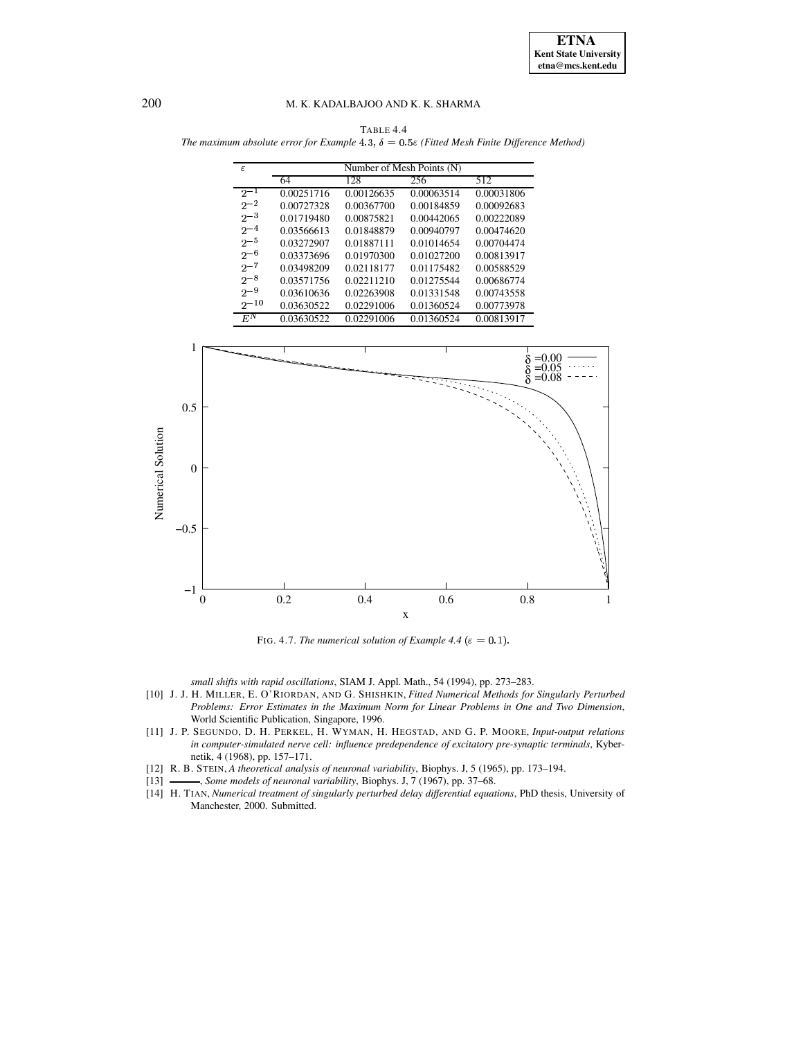TABLE 4.4
*The maximum absolute error for Example 4.3, $\delta = 0.5\varepsilon$ (Fitted Mesh Finite Difference Method)*

| $\varepsilon$ | Number of Mesh Points (N) | | | |
|---|---|---|---|---|
| | 64 | 128 | 256 | 512 |
| $2^{-1}$ | 0.00251716 | 0.00126635 | 0.00063514 | 0.00031806 |
| $2^{-2}$ | 0.00727328 | 0.00367700 | 0.00184859 | 0.00092683 |
| $2^{-3}$ | 0.01719480 | 0.00875821 | 0.00442065 | 0.00222089 |
| $2^{-4}$ | 0.03566613 | 0.01848879 | 0.00940797 | 0.00474620 |
| $2^{-5}$ | 0.03272907 | 0.01887111 | 0.01014654 | 0.00704474 |
| $2^{-6}$ | 0.03373696 | 0.01970300 | 0.01027200 | 0.00813917 |
| $2^{-7}$ | 0.03498209 | 0.02118177 | 0.01175482 | 0.00588529 |
| $2^{-8}$ | 0.03571756 | 0.02211210 | 0.01275544 | 0.00686774 |
| $2^{-9}$ | 0.03610636 | 0.02263908 | 0.01331548 | 0.00743558 |
| $2^{-10}$ | 0.03630522 | 0.02291006 | 0.01360524 | 0.00773978 |
| $E^N$ | 0.03630522 | 0.02291006 | 0.01360524 | 0.00813917 |

FIG. 4.7. *The numerical solution of Example 4.4* ($\varepsilon = 0.1$).

*small shifts with rapid oscillations*, SIAM J. Appl. Math., 54 (1994), pp. 273–283.

[10] J. J. H. MILLER, E. O'RIORDAN, AND G. SHISHKIN, *Fitted Numerical Methods for Singularly Perturbed Problems: Error Estimates in the Maximum Norm for Linear Problems in One and Two Dimension*, World Scientific Publication, Singapore, 1996.

[11] J. P. SEGUNDO, D. H. PERKEL, H. WYMAN, H. HEGSTAD, AND G. P. MOORE, *Input-output relations in computer-simulated nerve cell: influence predependence of excitatory pre-synaptic terminals*, Kybernetik, 4 (1968), pp. 157–171.

[12] R. B. STEIN, *A theoretical analysis of neuronal variability*, Biophys. J, 5 (1965), pp. 173–194.

[13] ———, *Some models of neuronal variability*, Biophys. J, 7 (1967), pp. 37–68.

[14] H. TIAN, *Numerical treatment of singularly perturbed delay differential equations*, PhD thesis, University of Manchester, 2000. Submitted.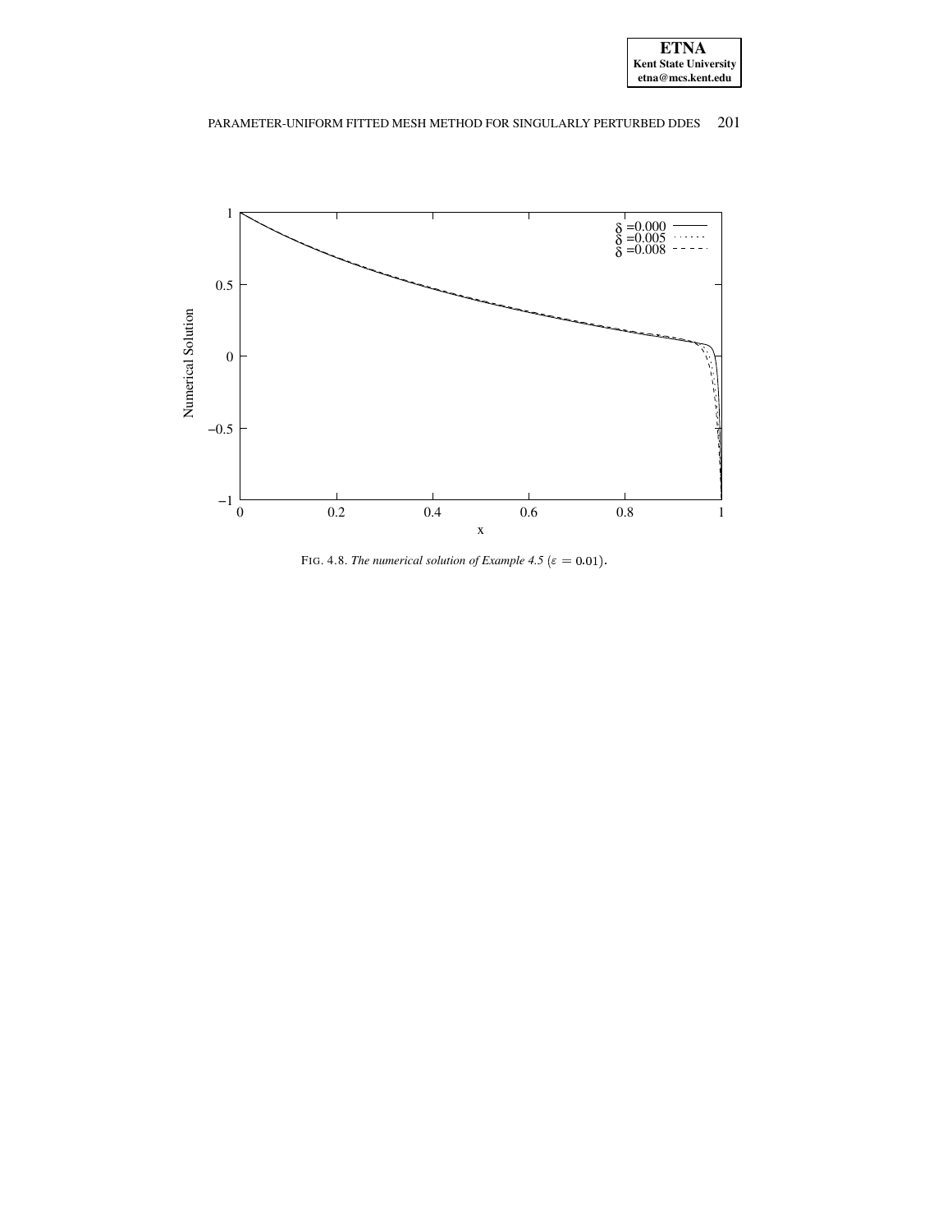Numerical Solution

x

1
0.5
0
−0.5
−1

0
0.2
0.4
0.6
0.8
1

$\delta$ =0.000
$\delta$ =0.005
$\delta$ =0.008

FIG. 4.8. *The numerical solution of Example 4.5* ($\varepsilon = 0.01$).